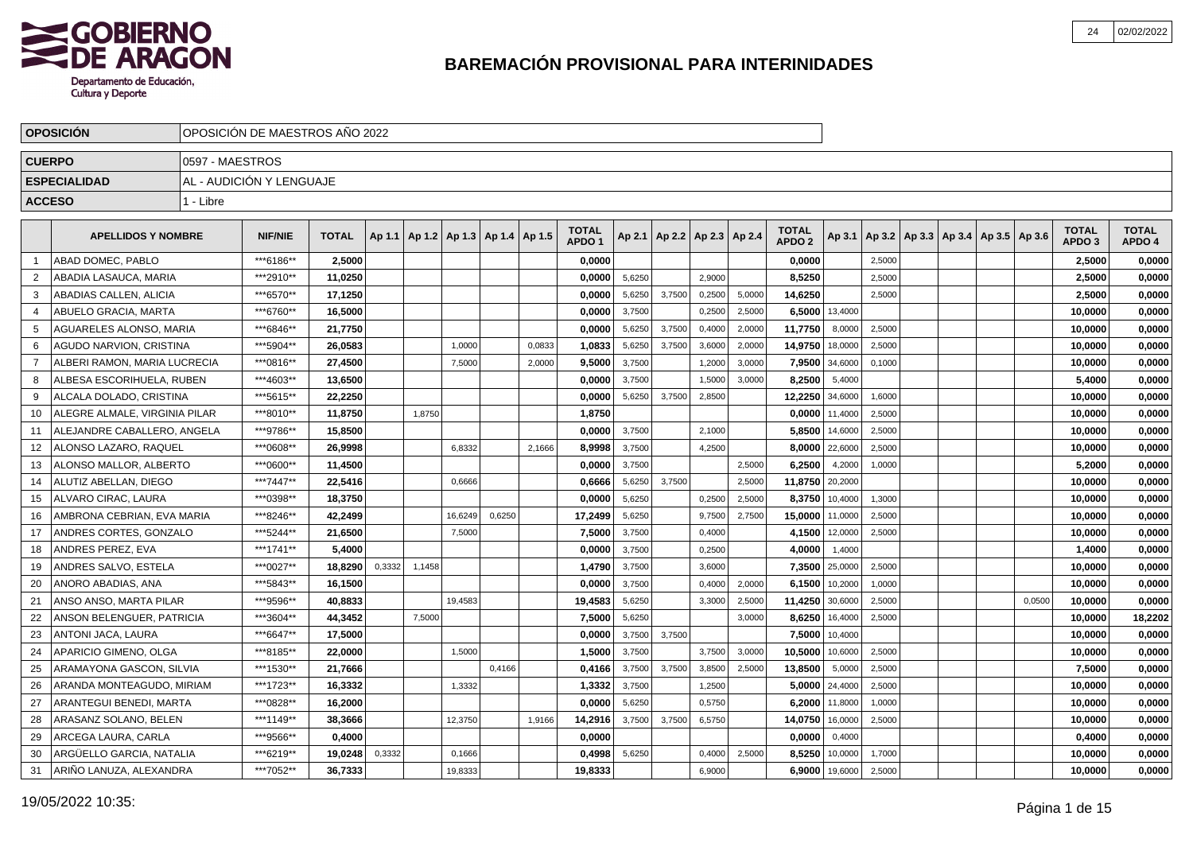# BAREMACIÓN PROVISIONAL PARA INTERINIDADES

| | |
|---|---|
| **OPOSICIÓN** | OPOSICIÓN DE MAESTROS AÑO 2022 |
| **CUERPO** | 0597 - MAESTROS |
| **ESPECIALIDAD** | AL - AUDICIÓN Y LENGUAJE |
| **ACCESO** | 1 - Libre |

| | APELLIDOS Y NOMBRE | NIF/NIE | TOTAL | Ap 1.1 | Ap 1.2 | Ap 1.3 | Ap 1.4 | Ap 1.5 | TOTAL APDO 1 | Ap 2.1 | Ap 2.2 | Ap 2.3 | Ap 2.4 | TOTAL APDO 2 | Ap 3.1 | Ap 3.2 | Ap 3.3 | Ap 3.4 | Ap 3.5 | Ap 3.6 | TOTAL APDO 3 | TOTAL APDO 4 |
|---|---|---|---|---|---|---|---|---|---|---|---|---|---|---|---|---|---|---|---|---|---|---|
| 1 | ABAD DOMEC, PABLO | ***6186** | 2,5000 | | | | | | 0,0000 | | | | | 0,0000 | | 2,5000 | | | | | 2,5000 | 0,0000 |
| 2 | ABADIA LASAUCA, MARIA | ***2910** | 11,0250 | | | | | | 0,0000 | 5,6250 | | 2,9000 | | 8,5250 | | 2,5000 | | | | | 2,5000 | 0,0000 |
| 3 | ABADIAS CALLEN, ALICIA | ***6570** | 17,1250 | | | | | | 0,0000 | 5,6250 | 3,7500 | 0,2500 | 5,0000 | 14,6250 | | 2,5000 | | | | | 2,5000 | 0,0000 |
| 4 | ABUELO GRACIA, MARTA | ***6760** | 16,5000 | | | | | | 0,0000 | 3,7500 | | 0,2500 | 2,5000 | 6,5000 | 13,4000 | | | | | | 10,0000 | 0,0000 |
| 5 | AGUARELES ALONSO, MARIA | ***6846** | 21,7750 | | | | | | 0,0000 | 5,6250 | 3,7500 | 0,4000 | 2,0000 | 11,7750 | 8,0000 | 2,5000 | | | | | 10,0000 | 0,0000 |
| 6 | AGUDO NARVION, CRISTINA | ***5904** | 26,0583 | | | 1,0000 | | 0,0833 | 1,0833 | 5,6250 | 3,7500 | 3,6000 | 2,0000 | 14,9750 | 18,0000 | 2,5000 | | | | | 10,0000 | 0,0000 |
| 7 | ALBERI RAMON, MARIA LUCRECIA | ***0816** | 27,4500 | | | 7,5000 | | 2,0000 | 9,5000 | 3,7500 | | 1,2000 | 3,0000 | 7,9500 | 34,6000 | 0,1000 | | | | | 10,0000 | 0,0000 |
| 8 | ALBESA ESCORIHUELA, RUBEN | ***4603** | 13,6500 | | | | | | 0,0000 | 3,7500 | | 1,5000 | 3,0000 | 8,2500 | 5,4000 | | | | | | 5,4000 | 0,0000 |
| 9 | ALCALA DOLADO, CRISTINA | ***5615** | 22,2250 | | | | | | 0,0000 | 5,6250 | 3,7500 | 2,8500 | | 12,2250 | 34,6000 | 1,6000 | | | | | 10,0000 | 0,0000 |
| 10 | ALEGRE ALMALE, VIRGINIA PILAR | ***8010** | 11,8750 | | 1,8750 | | | | 1,8750 | | | | | 0,0000 | 11,4000 | 2,5000 | | | | | 10,0000 | 0,0000 |
| 11 | ALEJANDRE CABALLERO, ANGELA | ***9786** | 15,8500 | | | | | | 0,0000 | 3,7500 | | 2,1000 | | 5,8500 | 14,6000 | 2,5000 | | | | | 10,0000 | 0,0000 |
| 12 | ALONSO LAZARO, RAQUEL | ***0608** | 26,9998 | | | 6,8332 | | 2,1666 | 8,9998 | 3,7500 | | 4,2500 | | 8,0000 | 22,6000 | 2,5000 | | | | | 10,0000 | 0,0000 |
| 13 | ALONSO MALLOR, ALBERTO | ***0600** | 11,4500 | | | | | | 0,0000 | 3,7500 | | | 2,5000 | 6,2500 | 4,2000 | 1,0000 | | | | | 5,2000 | 0,0000 |
| 14 | ALUTIZ ABELLAN, DIEGO | ***7447** | 22,5416 | | | 0,6666 | | | 0,6666 | 5,6250 | 3,7500 | | 2,5000 | 11,8750 | 20,2000 | | | | | | 10,0000 | 0,0000 |
| 15 | ALVARO CIRAC, LAURA | ***0398** | 18,3750 | | | | | | 0,0000 | 5,6250 | | 0,2500 | 2,5000 | 8,3750 | 10,4000 | 1,3000 | | | | | 10,0000 | 0,0000 |
| 16 | AMBRONA CEBRIAN, EVA MARIA | ***8246** | 42,2499 | | | 16,6249 | 0,6250 | | 17,2499 | 5,6250 | | 9,7500 | 2,7500 | 15,0000 | 11,0000 | 2,5000 | | | | | 10,0000 | 0,0000 |
| 17 | ANDRES CORTES, GONZALO | ***5244** | 21,6500 | | | 7,5000 | | | 7,5000 | 3,7500 | | 0,4000 | | 4,1500 | 12,0000 | 2,5000 | | | | | 10,0000 | 0,0000 |
| 18 | ANDRES PEREZ, EVA | ***1741** | 5,4000 | | | | | | 0,0000 | 3,7500 | | 0,2500 | | 4,0000 | 1,4000 | | | | | | 1,4000 | 0,0000 |
| 19 | ANDRES SALVO, ESTELA | ***0027** | 18,8290 | 0,3332 | 1,1458 | | | | 1,4790 | 3,7500 | | 3,6000 | | 7,3500 | 25,0000 | 2,5000 | | | | | 10,0000 | 0,0000 |
| 20 | ANORO ABADIAS, ANA | ***5843** | 16,1500 | | | | | | 0,0000 | 3,7500 | | 0,4000 | 2,0000 | 6,1500 | 10,2000 | 1,0000 | | | | | 10,0000 | 0,0000 |
| 21 | ANSO ANSO, MARTA PILAR | ***9596** | 40,8833 | | | 19,4583 | | | 19,4583 | 5,6250 | | 3,3000 | 2,5000 | 11,4250 | 30,6000 | 2,5000 | | | | 0,0500 | 10,0000 | 0,0000 |
| 22 | ANSON BELENGUER, PATRICIA | ***3604** | 44,3452 | | 7,5000 | | | | 7,5000 | 5,6250 | | | 3,0000 | 8,6250 | 16,4000 | 2,5000 | | | | | 10,0000 | 18,2202 |
| 23 | ANTONI JACA, LAURA | ***6647** | 17,5000 | | | | | | 0,0000 | 3,7500 | 3,7500 | | | 7,5000 | 10,4000 | | | | | | 10,0000 | 0,0000 |
| 24 | APARICIO GIMENO, OLGA | ***8185** | 22,0000 | | | 1,5000 | | | 1,5000 | 3,7500 | | 3,7500 | 3,0000 | 10,5000 | 10,6000 | 2,5000 | | | | | 10,0000 | 0,0000 |
| 25 | ARAMAYONA GASCON, SILVIA | ***1530** | 21,7666 | | | | 0,4166 | | 0,4166 | 3,7500 | 3,7500 | 3,8500 | 2,5000 | 13,8500 | 5,0000 | 2,5000 | | | | | 7,5000 | 0,0000 |
| 26 | ARANDA MONTEAGUDO, MIRIAM | ***1723** | 16,3332 | | | 1,3332 | | | 1,3332 | 3,7500 | | 1,2500 | | 5,0000 | 24,4000 | 2,5000 | | | | | 10,0000 | 0,0000 |
| 27 | ARANTEGUI BENEDI, MARTA | ***0828** | 16,2000 | | | | | | 0,0000 | 5,6250 | | 0,5750 | | 6,2000 | 11,8000 | 1,0000 | | | | | 10,0000 | 0,0000 |
| 28 | ARASANZ SOLANO, BELEN | ***1149** | 38,3666 | | | 12,3750 | | 1,9166 | 14,2916 | 3,7500 | 3,7500 | 6,5750 | | 14,0750 | 16,0000 | 2,5000 | | | | | 10,0000 | 0,0000 |
| 29 | ARCEGA LAURA, CARLA | ***9566** | 0,4000 | | | | | | 0,0000 | | | | | 0,0000 | 0,4000 | | | | | | 0,4000 | 0,0000 |
| 30 | ARGÜELLO GARCIA, NATALIA | ***6219** | 19,0248 | 0,3332 | | 0,1666 | | | 0,4998 | 5,6250 | | 0,4000 | 2,5000 | 8,5250 | 10,0000 | 1,7000 | | | | | 10,0000 | 0,0000 |
| 31 | ARIÑO LANUZA, ALEXANDRA | ***7052** | 36,7333 | | | 19,8333 | | | 19,8333 | | | 6,9000 | | 6,9000 | 19,6000 | 2,5000 | | | | | 10,0000 | 0,0000 |

19/05/2022 10:35: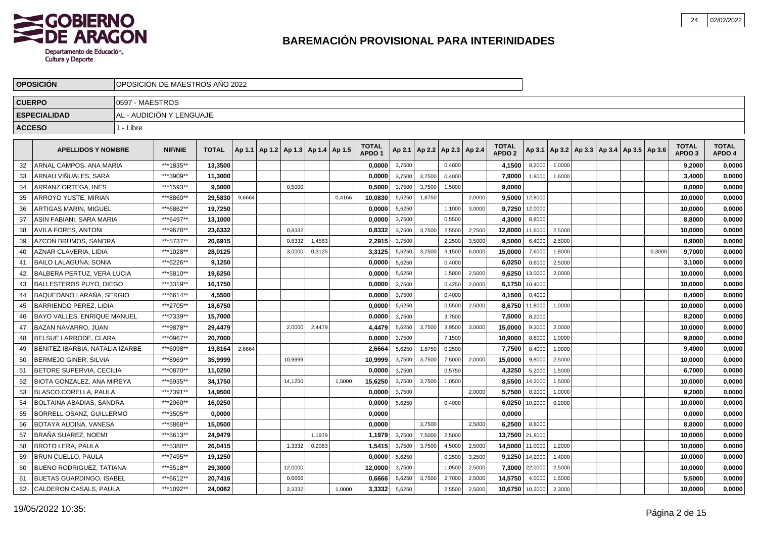# BAREMACIÓN PROVISIONAL PARA INTERINIDADES

| OPOSICIÓN | OPOSICIÓN DE MAESTROS AÑO 2022 |
|---|---|
| CUERPO | 0597 - MAESTROS |
| ESPECIALIDAD | AL - AUDICIÓN Y LENGUAJE |
| ACCESO | 1 - Libre |

| | APELLIDOS Y NOMBRE | NIF/NIE | TOTAL | Ap 1.1 | Ap 1.2 | Ap 1.3 | Ap 1.4 | Ap 1.5 | TOTAL APDO 1 | Ap 2.1 | Ap 2.2 | Ap 2.3 | Ap 2.4 | TOTAL APDO 2 | Ap 3.1 | Ap 3.2 | Ap 3.3 | Ap 3.4 | Ap 3.5 | Ap 3.6 | TOTAL APDO 3 | TOTAL APDO 4 |
|---|---|---|---|---|---|---|---|---|---|---|---|---|---|---|---|---|---|---|---|---|---|---|
| 32 | ARNAL CAMPOS, ANA MARIA | ***1835** | 13,3500 | | | | | | 0,0000 | 3,7500 | | 0,4000 | | 4,1500 | 8,2000 | 1,0000 | | | | | 9,2000 | 0,0000 |
| 33 | ARNAU VIÑUALES, SARA | ***3909** | 11,3000 | | | | | | 0,0000 | 3,7500 | 3,7500 | 0,4000 | | 7,9000 | 1,8000 | 1,6000 | | | | | 3,4000 | 0,0000 |
| 34 | ARRANZ ORTEGA, INES | ***1593** | 9,5000 | | | 0,5000 | | | 0,5000 | 3,7500 | 3,7500 | 1,5000 | | 9,0000 | | | | | | | 0,0000 | 0,0000 |
| 35 | ARROYO YUSTE, MIRIAN | ***8860** | 29,5830 | 9,6664 | | | | 0,4166 | 10,0830 | 5,6250 | 1,8750 | | 2,0000 | 9,5000 | 12,8000 | | | | | | 10,0000 | 0,0000 |
| 36 | ARTIGAS MARIN, MIGUEL | ***6862** | 19,7250 | | | | | | 0,0000 | 5,6250 | | 1,1000 | 3,0000 | 9,7250 | 12,0000 | | | | | | 10,0000 | 0,0000 |
| 37 | ASIN FABIANI, SARA MARIA | ***6497** | 13,1000 | | | | | | 0,0000 | 3,7500 | | 0,5500 | | 4,3000 | 8,8000 | | | | | | 8,8000 | 0,0000 |
| 38 | AVILA FORES, ANTONI | ***9678** | 23,6332 | | | 0,8332 | | | 0,8332 | 3,7500 | 3,7500 | 2,5500 | 2,7500 | 12,8000 | 11,6000 | 2,5000 | | | | | 10,0000 | 0,0000 |
| 39 | AZCON BRUMOS, SANDRA | ***5737** | 20,6915 | | | 0,8332 | 1,4583 | | 2,2915 | 3,7500 | | 2,2500 | 3,5000 | 9,5000 | 6,4000 | 2,5000 | | | | | 8,9000 | 0,0000 |
| 40 | AZNAR CLAVERIA, LIDIA | ***1028** | 28,0125 | | | 3,0000 | 0,3125 | | 3,3125 | 5,6250 | 3,7500 | 3,1500 | 6,0000 | 15,0000 | 7,6000 | 1,8000 | | | | 0,3000 | 9,7000 | 0,0000 |
| 41 | BAILO LALAGUNA, SONIA | ***6226** | 9,1250 | | | | | | 0,0000 | 5,6250 | | 0,4000 | | 6,0250 | 0,6000 | 2,5000 | | | | | 3,1000 | 0,0000 |
| 42 | BALBERA PERTUZ, VERA LUCIA | ***5810** | 19,6250 | | | | | | 0,0000 | 5,6250 | | 1,5000 | 2,5000 | 9,6250 | 13,0000 | 2,0000 | | | | | 10,0000 | 0,0000 |
| 43 | BALLESTEROS PUYO, DIEGO | ***3319** | 16,1750 | | | | | | 0,0000 | 3,7500 | | 0,4250 | 2,0000 | 6,1750 | 10,4000 | | | | | | 10,0000 | 0,0000 |
| 44 | BAQUEDANO LARAÑA, SERGIO | ***6614** | 4,5500 | | | | | | 0,0000 | 3,7500 | | 0,4000 | | 4,1500 | 0,4000 | | | | | | 0,4000 | 0,0000 |
| 45 | BARRIENDO PEREZ, LIDIA | ***2705** | 18,6750 | | | | | | 0,0000 | 5,6250 | | 0,5500 | 2,5000 | 8,6750 | 11,8000 | 1,0000 | | | | | 10,0000 | 0,0000 |
| 46 | BAYO VALLES, ENRIQUE MANUEL | ***7339** | 15,7000 | | | | | | 0,0000 | 3,7500 | | 3,7500 | | 7,5000 | 8,2000 | | | | | | 8,2000 | 0,0000 |
| 47 | BAZAN NAVARRO, JUAN | ***9878** | 29,4479 | | | 2,0000 | 2,4479 | | 4,4479 | 5,6250 | 3,7500 | 3,9500 | 3,0000 | 15,0000 | 9,2000 | 2,0000 | | | | | 10,0000 | 0,0000 |
| 48 | BELSUE LARRODE, CLARA | ***0967** | 20,7000 | | | | | | 0,0000 | 3,7500 | | 7,1500 | | 10,9000 | 8,8000 | 1,0000 | | | | | 9,8000 | 0,0000 |
| 49 | BENITEZ IBARBIA, NATALIA IZARBE | ***6098** | 19,8164 | 2,6664 | | | | | 2,6664 | 5,6250 | 1,8750 | 0,2500 | | 7,7500 | 8,4000 | 1,0000 | | | | | 9,4000 | 0,0000 |
| 50 | BERMEJO GINER, SILVIA | ***8969** | 35,9999 | | | 10,9999 | | | 10,9999 | 3,7500 | 3,7500 | 7,5000 | 2,0000 | 15,0000 | 9,8000 | 2,5000 | | | | | 10,0000 | 0,0000 |
| 51 | BETORE SUPERVIA, CECILIA | ***0870** | 11,0250 | | | | | | 0,0000 | 3,7500 | | 0,5750 | | 4,3250 | 5,2000 | 1,5000 | | | | | 6,7000 | 0,0000 |
| 52 | BIOTA GONZALEZ, ANA MIREYA | ***6935** | 34,1750 | | | 14,1250 | | 1,5000 | 15,6250 | 3,7500 | 3,7500 | 1,0500 | | 8,5500 | 14,2000 | 1,5000 | | | | | 10,0000 | 0,0000 |
| 53 | BLASCO CORELLA, PAULA | ***7391** | 14,9500 | | | | | | 0,0000 | 3,7500 | | | 2,0000 | 5,7500 | 8,2000 | 1,0000 | | | | | 9,2000 | 0,0000 |
| 54 | BOLTAINA ABADIAS, SANDRA | ***2060** | 16,0250 | | | | | | 0,0000 | 5,6250 | | 0,4000 | | 6,0250 | 10,2000 | 0,2000 | | | | | 10,0000 | 0,0000 |
| 55 | BORRELL OSANZ, GUILLERMO | ***3505** | 0,0000 | | | | | | 0,0000 | | | | | 0,0000 | | | | | | | 0,0000 | 0,0000 |
| 56 | BOTAYA AUDINA, VANESA | ***5868** | 15,0500 | | | | | | 0,0000 | | 3,7500 | | 2,5000 | 6,2500 | 8,8000 | | | | | | 8,8000 | 0,0000 |
| 57 | BRAÑA SUAREZ, NOEMI | ***5613** | 24,9479 | | | | 1,1979 | | 1,1979 | 3,7500 | 7,5000 | 2,5000 | | 13,7500 | 21,8000 | | | | | | 10,0000 | 0,0000 |
| 58 | BROTO LERA, PAULA | ***5380** | 26,0415 | | | 1,3332 | 0,2083 | | 1,5415 | 3,7500 | 3,7500 | 4,5000 | 2,5000 | 14,5000 | 11,0000 | 1,2000 | | | | | 10,0000 | 0,0000 |
| 59 | BRUN CUELLO, PAULA | ***7495** | 19,1250 | | | | | | 0,0000 | 5,6250 | | 0,2500 | 3,2500 | 9,1250 | 14,2000 | 1,4000 | | | | | 10,0000 | 0,0000 |
| 60 | BUENO RODRIGUEZ, TATIANA | ***5518** | 29,3000 | | | 12,0000 | | | 12,0000 | 3,7500 | | 1,0500 | 2,5000 | 7,3000 | 22,0000 | 2,5000 | | | | | 10,0000 | 0,0000 |
| 61 | BUETAS GUARDINGO, ISABEL | ***6612** | 20,7416 | | | 0,6666 | | | 0,6666 | 5,6250 | 3,7500 | 2,7000 | 2,5000 | 14,5750 | 4,0000 | 1,5000 | | | | | 5,5000 | 0,0000 |
| 62 | CALDERON CASALS, PAULA | ***1092** | 24,0082 | | | 2,3332 | | 1,0000 | 3,3332 | 5,6250 | | 2,5500 | 2,5000 | 10,6750 | 10,2000 | 2,3000 | | | | | 10,0000 | 0,0000 |

19/05/2022 10:35: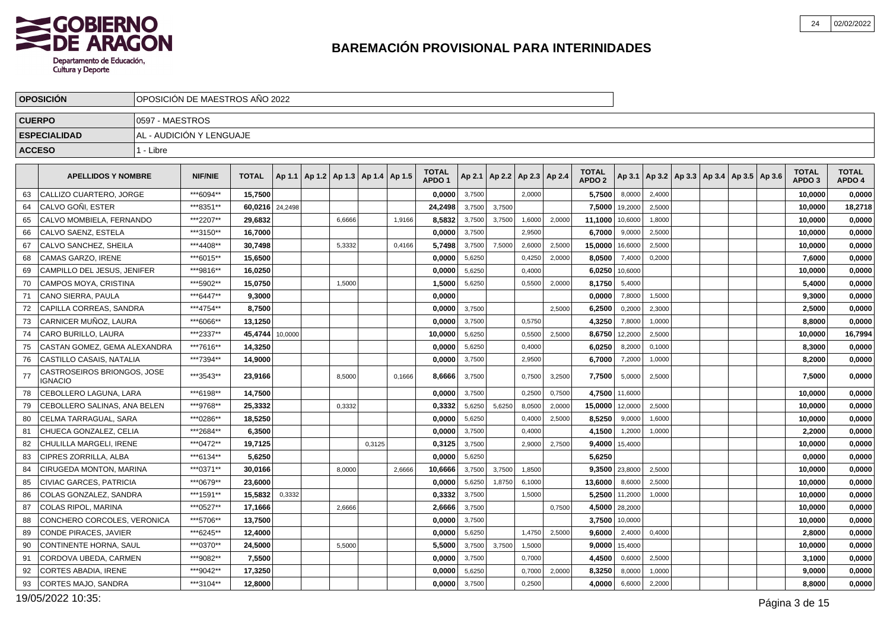# BAREMACIÓN PROVISIONAL PARA INTERINIDADES

| OPOSICIÓN | OPOSICIÓN DE MAESTROS AÑO 2022 |
|---|---|
| CUERPO | 0597 - MAESTROS |
| ESPECIALIDAD | AL - AUDICIÓN Y LENGUAJE |
| ACCESO | 1 - Libre |

| | APELLIDOS Y NOMBRE | NIF/NIE | TOTAL | Ap 1.1 | Ap 1.2 | Ap 1.3 | Ap 1.4 | Ap 1.5 | TOTAL APDO 1 | Ap 2.1 | Ap 2.2 | Ap 2.3 | Ap 2.4 | TOTAL APDO 2 | Ap 3.1 | Ap 3.2 | Ap 3.3 | Ap 3.4 | Ap 3.5 | Ap 3.6 | TOTAL APDO 3 | TOTAL APDO 4 |
|---|---|---|---|---|---|---|---|---|---|---|---|---|---|---|---|---|---|---|---|---|---|---|
| 63 | CALLIZO CUARTERO, JORGE | ***6094** | 15,7500 | | | | | | 0,0000 | 3,7500 | | 2,0000 | | 5,7500 | 8,0000 | 2,4000 | | | | | 10,0000 | 0,0000 |
| 64 | CALVO GOÑI, ESTER | ***8351** | 60,0216 | 24,2498 | | | | | 24,2498 | 3,7500 | 3,7500 | | | 7,5000 | 19,2000 | 2,5000 | | | | | 10,0000 | 18,2718 |
| 65 | CALVO MOMBIELA, FERNANDO | ***2207** | 29,6832 | | | 6,6666 | | 1,9166 | 8,5832 | 3,7500 | 3,7500 | 1,6000 | 2,0000 | 11,1000 | 10,6000 | 1,8000 | | | | | 10,0000 | 0,0000 |
| 66 | CALVO SAENZ, ESTELA | ***3150** | 16,7000 | | | | | | 0,0000 | 3,7500 | | 2,9500 | | 6,7000 | 9,0000 | 2,5000 | | | | | 10,0000 | 0,0000 |
| 67 | CALVO SANCHEZ, SHEILA | ***4408** | 30,7498 | | | 5,3332 | | 0,4166 | 5,7498 | 3,7500 | 7,5000 | 2,6000 | 2,5000 | 15,0000 | 16,6000 | 2,5000 | | | | | 10,0000 | 0,0000 |
| 68 | CAMAS GARZO, IRENE | ***6015** | 15,6500 | | | | | | 0,0000 | 5,6250 | | 0,4250 | 2,0000 | 8,0500 | 7,4000 | 0,2000 | | | | | 7,6000 | 0,0000 |
| 69 | CAMPILLO DEL JESUS, JENIFER | ***9816** | 16,0250 | | | | | | 0,0000 | 5,6250 | | 0,4000 | | 6,0250 | 10,6000 | | | | | | 10,0000 | 0,0000 |
| 70 | CAMPOS MOYA, CRISTINA | ***5902** | 15,0750 | | | 1,5000 | | | 1,5000 | 5,6250 | | 0,5500 | 2,0000 | 8,1750 | 5,4000 | | | | | | 5,4000 | 0,0000 |
| 71 | CANO SIERRA, PAULA | ***6447** | 9,3000 | | | | | | 0,0000 | | | | | 0,0000 | 7,8000 | 1,5000 | | | | | 9,3000 | 0,0000 |
| 72 | CAPILLA CORREAS, SANDRA | ***4754** | 8,7500 | | | | | | 0,0000 | 3,7500 | | | 2,5000 | 6,2500 | 0,2000 | 2,3000 | | | | | 2,5000 | 0,0000 |
| 73 | CARNICER MUÑOZ, LAURA | ***6066** | 13,1250 | | | | | | 0,0000 | 3,7500 | | 0,5750 | | 4,3250 | 7,8000 | 1,0000 | | | | | 8,8000 | 0,0000 |
| 74 | CARO BURILLO, LAURA | ***2337** | 45,4744 | 10,0000 | | | | | 10,0000 | 5,6250 | | 0,5500 | 2,5000 | 8,6750 | 12,2000 | 2,5000 | | | | | 10,0000 | 16,7994 |
| 75 | CASTAN GOMEZ, GEMA ALEXANDRA | ***7616** | 14,3250 | | | | | | 0,0000 | 5,6250 | | 0,4000 | | 6,0250 | 8,2000 | 0,1000 | | | | | 8,3000 | 0,0000 |
| 76 | CASTILLO CASAIS, NATALIA | ***7394** | 14,9000 | | | | | | 0,0000 | 3,7500 | | 2,9500 | | 6,7000 | 7,2000 | 1,0000 | | | | | 8,2000 | 0,0000 |
| 77 | CASTROSEIROS BRIONGOS, JOSE IGNACIO | ***3543** | 23,9166 | | | 8,5000 | | 0,1666 | 8,6666 | 3,7500 | | 0,7500 | 3,2500 | 7,7500 | 5,0000 | 2,5000 | | | | | 7,5000 | 0,0000 |
| 78 | CEBOLLERO LAGUNA, LARA | ***6198** | 14,7500 | | | | | | 0,0000 | 3,7500 | | 0,2500 | 0,7500 | 4,7500 | 11,6000 | | | | | | 10,0000 | 0,0000 |
| 79 | CEBOLLERO SALINAS, ANA BELEN | ***9768** | 25,3332 | | | 0,3332 | | | 0,3332 | 5,6250 | 5,6250 | 8,0500 | 2,0000 | 15,0000 | 12,0000 | 2,5000 | | | | | 10,0000 | 0,0000 |
| 80 | CELMA TARRAGUAL, SARA | ***0286** | 18,5250 | | | | | | 0,0000 | 5,6250 | | 0,4000 | 2,5000 | 8,5250 | 9,0000 | 1,6000 | | | | | 10,0000 | 0,0000 |
| 81 | CHUECA GONZALEZ, CELIA | ***2684** | 6,3500 | | | | | | 0,0000 | 3,7500 | | 0,4000 | | 4,1500 | 1,2000 | 1,0000 | | | | | 2,2000 | 0,0000 |
| 82 | CHULILLA MARGELI, IRENE | ***0472** | 19,7125 | | | | 0,3125 | | 0,3125 | 3,7500 | | 2,9000 | 2,7500 | 9,4000 | 15,4000 | | | | | | 10,0000 | 0,0000 |
| 83 | CIPRES ZORRILLA, ALBA | ***6134** | 5,6250 | | | | | | 0,0000 | 5,6250 | | | | 5,6250 | | | | | | | 0,0000 | 0,0000 |
| 84 | CIRUGEDA MONTON, MARINA | ***0371** | 30,0166 | | | 8,0000 | | 2,6666 | 10,6666 | 3,7500 | 3,7500 | 1,8500 | | 9,3500 | 23,8000 | 2,5000 | | | | | 10,0000 | 0,0000 |
| 85 | CIVIAC GARCES, PATRICIA | ***0679** | 23,6000 | | | | | | 0,0000 | 5,6250 | 1,8750 | 6,1000 | | 13,6000 | 8,6000 | 2,5000 | | | | | 10,0000 | 0,0000 |
| 86 | COLAS GONZALEZ, SANDRA | ***1591** | 15,5832 | 0,3332 | | | | | 0,3332 | 3,7500 | | 1,5000 | | 5,2500 | 11,2000 | 1,0000 | | | | | 10,0000 | 0,0000 |
| 87 | COLAS RIPOL, MARINA | ***0527** | 17,1666 | | | 2,6666 | | | 2,6666 | 3,7500 | | | 0,7500 | 4,5000 | 28,2000 | | | | | | 10,0000 | 0,0000 |
| 88 | CONCHERO CORCOLES, VERONICA | ***5706** | 13,7500 | | | | | | 0,0000 | 3,7500 | | | | 3,7500 | 10,0000 | | | | | | 10,0000 | 0,0000 |
| 89 | CONDE PIRACES, JAVIER | ***6245** | 12,4000 | | | | | | 0,0000 | 5,6250 | | 1,4750 | 2,5000 | 9,6000 | 2,4000 | 0,4000 | | | | | 2,8000 | 0,0000 |
| 90 | CONTINENTE HORNA, SAUL | ***0370** | 24,5000 | | | 5,5000 | | | 5,5000 | 3,7500 | 3,7500 | 1,5000 | | 9,0000 | 15,4000 | | | | | | 10,0000 | 0,0000 |
| 91 | CORDOVA UBEDA, CARMEN | ***9082** | 7,5500 | | | | | | 0,0000 | 3,7500 | | 0,7000 | | 4,4500 | 0,6000 | 2,5000 | | | | | 3,1000 | 0,0000 |
| 92 | CORTES ABADIA, IRENE | ***9042** | 17,3250 | | | | | | 0,0000 | 5,6250 | | 0,7000 | 2,0000 | 8,3250 | 8,0000 | 1,0000 | | | | | 9,0000 | 0,0000 |
| 93 | CORTES MAJO, SANDRA | ***3104** | 12,8000 | | | | | | 0,0000 | 3,7500 | | 0,2500 | | 4,0000 | 6,6000 | 2,2000 | | | | | 8,8000 | 0,0000 |

19/05/2022 10:35: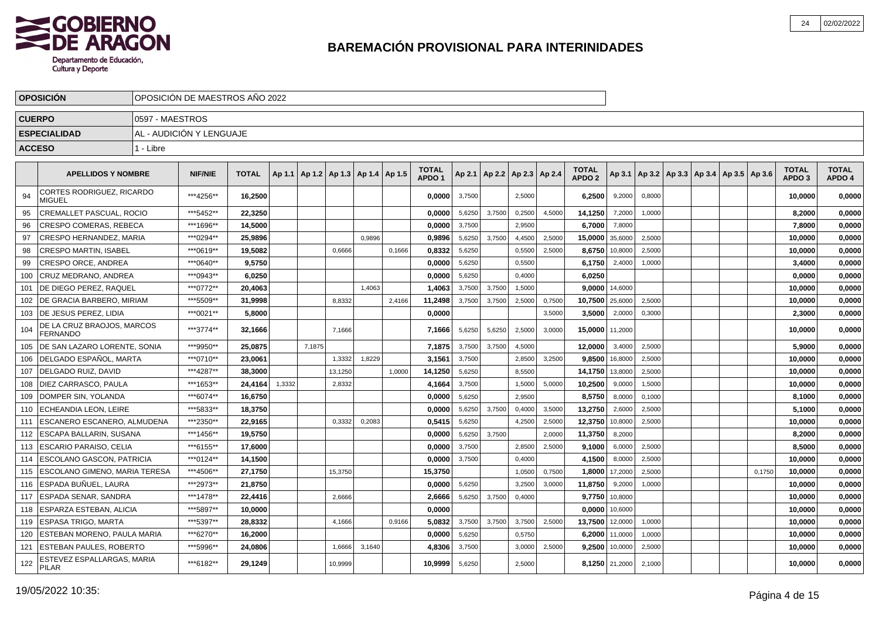# BAREMACIÓN PROVISIONAL PARA INTERINIDADES

| | |
|---|---|
| **OPOSICIÓN** | OPOSICIÓN DE MAESTROS AÑO 2022 |
| **CUERPO** | 0597 - MAESTROS |
| **ESPECIALIDAD** | AL - AUDICIÓN Y LENGUAJE |
| **ACCESO** | 1 - Libre |

| | APELLIDOS Y NOMBRE | NIF/NIE | TOTAL | Ap 1.1 | Ap 1.2 | Ap 1.3 | Ap 1.4 | Ap 1.5 | TOTAL APDO 1 | Ap 2.1 | Ap 2.2 | Ap 2.3 | Ap 2.4 | TOTAL APDO 2 | Ap 3.1 | Ap 3.2 | Ap 3.3 | Ap 3.4 | Ap 3.5 | Ap 3.6 | TOTAL APDO 3 | TOTAL APDO 4 |
|---|---|---|---|---|---|---|---|---|---|---|---|---|---|---|---|---|---|---|---|---|---|---|
| 94 | CORTES RODRIGUEZ, RICARDO MIGUEL | ***4256** | 16,2500 | | | | | | 0,0000 | 3,7500 | | 2,5000 | | 6,2500 | 9,2000 | 0,8000 | | | | | 10,0000 | 0,0000 |
| 95 | CREMALLET PASCUAL, ROCIO | ***5452** | 22,3250 | | | | | | 0,0000 | 5,6250 | 3,7500 | 0,2500 | 4,5000 | 14,1250 | 7,2000 | 1,0000 | | | | | 8,2000 | 0,0000 |
| 96 | CRESPO COMERAS, REBECA | ***1696** | 14,5000 | | | | | | 0,0000 | 3,7500 | | 2,9500 | | 6,7000 | 7,8000 | | | | | | 7,8000 | 0,0000 |
| 97 | CRESPO HERNANDEZ, MARIA | ***0294** | 25,9896 | | | | 0,9896 | | 0,9896 | 5,6250 | 3,7500 | 4,4500 | 2,5000 | 15,0000 | 35,6000 | 2,5000 | | | | | 10,0000 | 0,0000 |
| 98 | CRESPO MARTIN, ISABEL | ***0619** | 19,5082 | | | 0,6666 | | 0,1666 | 0,8332 | 5,6250 | | 0,5500 | 2,5000 | 8,6750 | 10,8000 | 2,5000 | | | | | 10,0000 | 0,0000 |
| 99 | CRESPO ORCE, ANDREA | ***0640** | 9,5750 | | | | | | 0,0000 | 5,6250 | | 0,5500 | | 6,1750 | 2,4000 | 1,0000 | | | | | 3,4000 | 0,0000 |
| 100 | CRUZ MEDRANO, ANDREA | ***0943** | 6,0250 | | | | | | 0,0000 | 5,6250 | | 0,4000 | | 6,0250 | | | | | | | 0,0000 | 0,0000 |
| 101 | DE DIEGO PEREZ, RAQUEL | ***0772** | 20,4063 | | | | 1,4063 | | 1,4063 | 3,7500 | 3,7500 | 1,5000 | | 9,0000 | 14,6000 | | | | | | 10,0000 | 0,0000 |
| 102 | DE GRACIA BARBERO, MIRIAM | ***5509** | 31,9998 | | | 8,8332 | | 2,4166 | 11,2498 | 3,7500 | 3,7500 | 2,5000 | 0,7500 | 10,7500 | 25,6000 | 2,5000 | | | | | 10,0000 | 0,0000 |
| 103 | DE JESUS PEREZ, LIDIA | ***0021** | 5,8000 | | | | | | 0,0000 | | | | 3,5000 | 3,5000 | 2,0000 | 0,3000 | | | | | 2,3000 | 0,0000 |
| 104 | DE LA CRUZ BRAOJOS, MARCOS FERNANDO | ***3774** | 32,1666 | | | 7,1666 | | | 7,1666 | 5,6250 | 5,6250 | 2,5000 | 3,0000 | 15,0000 | 11,2000 | | | | | | 10,0000 | 0,0000 |
| 105 | DE SAN LAZARO LORENTE, SONIA | ***9950** | 25,0875 | | 7,1875 | | | | 7,1875 | 3,7500 | 3,7500 | 4,5000 | | 12,0000 | 3,4000 | 2,5000 | | | | | 5,9000 | 0,0000 |
| 106 | DELGADO ESPAÑOL, MARTA | ***0710** | 23,0061 | | | 1,3332 | 1,8229 | | 3,1561 | 3,7500 | | 2,8500 | 3,2500 | 9,8500 | 16,8000 | 2,5000 | | | | | 10,0000 | 0,0000 |
| 107 | DELGADO RUIZ, DAVID | ***4287** | 38,3000 | | | 13,1250 | | 1,0000 | 14,1250 | 5,6250 | | 8,5500 | | 14,1750 | 13,8000 | 2,5000 | | | | | 10,0000 | 0,0000 |
| 108 | DIEZ CARRASCO, PAULA | ***1653** | 24,4164 | 1,3332 | | 2,8332 | | | 4,1664 | 3,7500 | | 1,5000 | 5,0000 | 10,2500 | 9,0000 | 1,5000 | | | | | 10,0000 | 0,0000 |
| 109 | DOMPER SIN, YOLANDA | ***6074** | 16,6750 | | | | | | 0,0000 | 5,6250 | | 2,9500 | | 8,5750 | 8,0000 | 0,1000 | | | | | 8,1000 | 0,0000 |
| 110 | ECHEANDIA LEON, LEIRE | ***5833** | 18,3750 | | | | | | 0,0000 | 5,6250 | 3,7500 | 0,4000 | 3,5000 | 13,2750 | 2,6000 | 2,5000 | | | | | 5,1000 | 0,0000 |
| 111 | ESCANERO ESCANERO, ALMUDENA | ***2350** | 22,9165 | | | 0,3332 | 0,2083 | | 0,5415 | 5,6250 | | 4,2500 | 2,5000 | 12,3750 | 10,8000 | 2,5000 | | | | | 10,0000 | 0,0000 |
| 112 | ESCAPA BALLARIN, SUSANA | ***1456** | 19,5750 | | | | | | 0,0000 | 5,6250 | 3,7500 | | 2,0000 | 11,3750 | 8,2000 | | | | | | 8,2000 | 0,0000 |
| 113 | ESCARIO PARAISO, CELIA | ***6155** | 17,6000 | | | | | | 0,0000 | 3,7500 | | 2,8500 | 2,5000 | 9,1000 | 6,0000 | 2,5000 | | | | | 8,5000 | 0,0000 |
| 114 | ESCOLANO GASCON, PATRICIA | ***0124** | 14,1500 | | | | | | 0,0000 | 3,7500 | | 0,4000 | | 4,1500 | 8,0000 | 2,5000 | | | | | 10,0000 | 0,0000 |
| 115 | ESCOLANO GIMENO, MARIA TERESA | ***4506** | 27,1750 | | | 15,3750 | | | 15,3750 | | | 1,0500 | 0,7500 | 1,8000 | 17,2000 | 2,5000 | | | | 0,1750 | 10,0000 | 0,0000 |
| 116 | ESPADA BUÑUEL, LAURA | ***2973** | 21,8750 | | | | | | 0,0000 | 5,6250 | | 3,2500 | 3,0000 | 11,8750 | 9,2000 | 1,0000 | | | | | 10,0000 | 0,0000 |
| 117 | ESPADA SENAR, SANDRA | ***1478** | 22,4416 | | | 2,6666 | | | 2,6666 | 5,6250 | 3,7500 | 0,4000 | | 9,7750 | 10,8000 | | | | | | 10,0000 | 0,0000 |
| 118 | ESPARZA ESTEBAN, ALICIA | ***5897** | 10,0000 | | | | | | 0,0000 | | | | | 0,0000 | 10,6000 | | | | | | 10,0000 | 0,0000 |
| 119 | ESPASA TRIGO, MARTA | ***5397** | 28,8332 | | | 4,1666 | | 0,9166 | 5,0832 | 3,7500 | 3,7500 | 3,7500 | 2,5000 | 13,7500 | 12,0000 | 1,0000 | | | | | 10,0000 | 0,0000 |
| 120 | ESTEBAN MORENO, PAULA MARIA | ***6270** | 16,2000 | | | | | | 0,0000 | 5,6250 | | 0,5750 | | 6,2000 | 11,0000 | 1,0000 | | | | | 10,0000 | 0,0000 |
| 121 | ESTEBAN PAULES, ROBERTO | ***5996** | 24,0806 | | | 1,6666 | 3,1640 | | 4,8306 | 3,7500 | | 3,0000 | 2,5000 | 9,2500 | 10,0000 | 2,5000 | | | | | 10,0000 | 0,0000 |
| 122 | ESTEVEZ ESPALLARGAS, MARIA PILAR | ***6182** | 29,1249 | | | 10,9999 | | | 10,9999 | 5,6250 | | 2,5000 | | 8,1250 | 21,2000 | 2,1000 | | | | | 10,0000 | 0,0000 |

19/05/2022 10:35: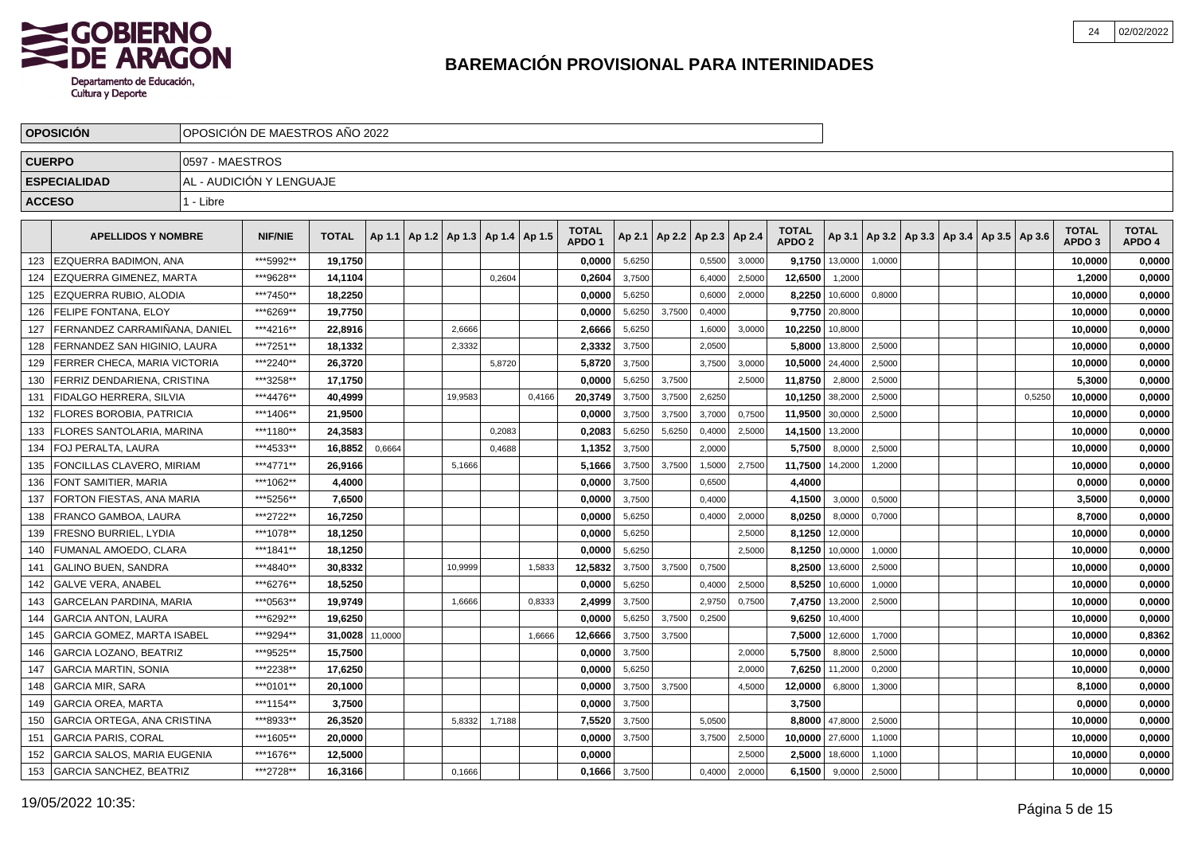## BAREMACIÓN PROVISIONAL PARA INTERINIDADES

| OPOSICIÓN | OPOSICIÓN DE MAESTROS AÑO 2022 |
|---|---|
| CUERPO | 0597 - MAESTROS |
| ESPECIALIDAD | AL - AUDICIÓN Y LENGUAJE |
| ACCESO | 1 - Libre |

| | APELLIDOS Y NOMBRE | NIF/NIE | TOTAL | Ap 1.1 | Ap 1.2 | Ap 1.3 | Ap 1.4 | Ap 1.5 | TOTAL APDO 1 | Ap 2.1 | Ap 2.2 | Ap 2.3 | Ap 2.4 | TOTAL APDO 2 | Ap 3.1 | Ap 3.2 | Ap 3.3 | Ap 3.4 | Ap 3.5 | Ap 3.6 | TOTAL APDO 3 | TOTAL APDO 4 |
|---|---|---|---|---|---|---|---|---|---|---|---|---|---|---|---|---|---|---|---|---|---|---|
| 123 | EZQUERRA BADIMON, ANA | ***5992** | 19,1750 | | | | | | 0,0000 | 5,6250 | | 0,5500 | 3,0000 | 9,1750 | 13,0000 | 1,0000 | | | | | 10,0000 | 0,0000 |
| 124 | EZQUERRA GIMENEZ, MARTA | ***9628** | 14,1104 | | | | 0,2604 | | 0,2604 | 3,7500 | | 6,4000 | 2,5000 | 12,6500 | 1,2000 | | | | | | 1,2000 | 0,0000 |
| 125 | EZQUERRA RUBIO, ALODIA | ***7450** | 18,2250 | | | | | | 0,0000 | 5,6250 | | 0,6000 | 2,0000 | 8,2250 | 10,6000 | 0,8000 | | | | | 10,0000 | 0,0000 |
| 126 | FELIPE FONTANA, ELOY | ***6269** | 19,7750 | | | | | | 0,0000 | 5,6250 | 3,7500 | 0,4000 | | 9,7750 | 20,8000 | | | | | | 10,0000 | 0,0000 |
| 127 | FERNANDEZ CARRAMIÑANA, DANIEL | ***4216** | 22,8916 | | | 2,6666 | | | 2,6666 | 5,6250 | | 1,6000 | 3,0000 | 10,2250 | 10,8000 | | | | | | 10,0000 | 0,0000 |
| 128 | FERNANDEZ SAN HIGINIO, LAURA | ***7251** | 18,1332 | | | 2,3332 | | | 2,3332 | 3,7500 | | 2,0500 | | 5,8000 | 13,8000 | 2,5000 | | | | | 10,0000 | 0,0000 |
| 129 | FERRER CHECA, MARIA VICTORIA | ***2240** | 26,3720 | | | | 5,8720 | | 5,8720 | 3,7500 | | 3,7500 | 3,0000 | 10,5000 | 24,4000 | 2,5000 | | | | | 10,0000 | 0,0000 |
| 130 | FERRIZ DENDARIENA, CRISTINA | ***3258** | 17,1750 | | | | | | 0,0000 | 5,6250 | 3,7500 | | 2,5000 | 11,8750 | 2,8000 | 2,5000 | | | | | 5,3000 | 0,0000 |
| 131 | FIDALGO HERRERA, SILVIA | ***4476** | 40,4999 | | | 19,9583 | | 0,4166 | 20,3749 | 3,7500 | 3,7500 | 2,6250 | | 10,1250 | 38,2000 | 2,5000 | | | | 0,5250 | 10,0000 | 0,0000 |
| 132 | FLORES BOROBIA, PATRICIA | ***1406** | 21,9500 | | | | | | 0,0000 | 3,7500 | 3,7500 | 3,7000 | 0,7500 | 11,9500 | 30,0000 | 2,5000 | | | | | 10,0000 | 0,0000 |
| 133 | FLORES SANTOLARIA, MARINA | ***1180** | 24,3583 | | | | 0,2083 | | 0,2083 | 5,6250 | 5,6250 | 0,4000 | 2,5000 | 14,1500 | 13,2000 | | | | | | 10,0000 | 0,0000 |
| 134 | FOJ PERALTA, LAURA | ***4533** | 16,8852 | 0,6664 | | | 0,4688 | | 1,1352 | 3,7500 | | 2,0000 | | 5,7500 | 8,0000 | 2,5000 | | | | | 10,0000 | 0,0000 |
| 135 | FONCILLAS CLAVERO, MIRIAM | ***4771** | 26,9166 | | | 5,1666 | | | 5,1666 | 3,7500 | 3,7500 | 1,5000 | 2,7500 | 11,7500 | 14,2000 | 1,2000 | | | | | 10,0000 | 0,0000 |
| 136 | FONT SAMITIER, MARIA | ***1062** | 4,4000 | | | | | | 0,0000 | 3,7500 | | 0,6500 | | 4,4000 | | | | | | | 0,0000 | 0,0000 |
| 137 | FORTON FIESTAS, ANA MARIA | ***5256** | 7,6500 | | | | | | 0,0000 | 3,7500 | | 0,4000 | | 4,1500 | 3,0000 | 0,5000 | | | | | 3,5000 | 0,0000 |
| 138 | FRANCO GAMBOA, LAURA | ***2722** | 16,7250 | | | | | | 0,0000 | 5,6250 | | 0,4000 | 2,0000 | 8,0250 | 8,0000 | 0,7000 | | | | | 8,7000 | 0,0000 |
| 139 | FRESNO BURRIEL, LYDIA | ***1078** | 18,1250 | | | | | | 0,0000 | 5,6250 | | | 2,5000 | 8,1250 | 12,0000 | | | | | | 10,0000 | 0,0000 |
| 140 | FUMANAL AMOEDO, CLARA | ***1841** | 18,1250 | | | | | | 0,0000 | 5,6250 | | | 2,5000 | 8,1250 | 10,0000 | 1,0000 | | | | | 10,0000 | 0,0000 |
| 141 | GALINO BUEN, SANDRA | ***4840** | 30,8332 | | | 10,9999 | | 1,5833 | 12,5832 | 3,7500 | 3,7500 | 0,7500 | | 8,2500 | 13,6000 | 2,5000 | | | | | 10,0000 | 0,0000 |
| 142 | GALVE VERA, ANABEL | ***6276** | 18,5250 | | | | | | 0,0000 | 5,6250 | | 0,4000 | 2,5000 | 8,5250 | 10,6000 | 1,0000 | | | | | 10,0000 | 0,0000 |
| 143 | GARCELAN PARDINA, MARIA | ***0563** | 19,9749 | | | 1,6666 | | 0,8333 | 2,4999 | 3,7500 | | 2,9750 | 0,7500 | 7,4750 | 13,2000 | 2,5000 | | | | | 10,0000 | 0,0000 |
| 144 | GARCIA ANTON, LAURA | ***6292** | 19,6250 | | | | | | 0,0000 | 5,6250 | 3,7500 | 0,2500 | | 9,6250 | 10,4000 | | | | | | 10,0000 | 0,0000 |
| 145 | GARCIA GOMEZ, MARTA ISABEL | ***9294** | 31,0028 | 11,0000 | | | | 1,6666 | 12,6666 | 3,7500 | 3,7500 | | | 7,5000 | 12,6000 | 1,7000 | | | | | 10,0000 | 0,8362 |
| 146 | GARCIA LOZANO, BEATRIZ | ***9525** | 15,7500 | | | | | | 0,0000 | 3,7500 | | | 2,0000 | 5,7500 | 8,8000 | 2,5000 | | | | | 10,0000 | 0,0000 |
| 147 | GARCIA MARTIN, SONIA | ***2238** | 17,6250 | | | | | | 0,0000 | 5,6250 | | | 2,0000 | 7,6250 | 11,2000 | 0,2000 | | | | | 10,0000 | 0,0000 |
| 148 | GARCIA MIR, SARA | ***0101** | 20,1000 | | | | | | 0,0000 | 3,7500 | 3,7500 | | 4,5000 | 12,0000 | 6,8000 | 1,3000 | | | | | 8,1000 | 0,0000 |
| 149 | GARCIA OREA, MARTA | ***1154** | 3,7500 | | | | | | 0,0000 | 3,7500 | | | | 3,7500 | | | | | | | 0,0000 | 0,0000 |
| 150 | GARCIA ORTEGA, ANA CRISTINA | ***8933** | 26,3520 | | | 5,8332 | 1,7188 | | 7,5520 | 3,7500 | | 5,0500 | | 8,8000 | 47,8000 | 2,5000 | | | | | 10,0000 | 0,0000 |
| 151 | GARCIA PARIS, CORAL | ***1605** | 20,0000 | | | | | | 0,0000 | 3,7500 | | 3,7500 | 2,5000 | 10,0000 | 27,6000 | 1,1000 | | | | | 10,0000 | 0,0000 |
| 152 | GARCIA SALOS, MARIA EUGENIA | ***1676** | 12,5000 | | | | | | 0,0000 | | | | 2,5000 | 2,5000 | 18,6000 | 1,1000 | | | | | 10,0000 | 0,0000 |
| 153 | GARCIA SANCHEZ, BEATRIZ | ***2728** | 16,3166 | | | 0,1666 | | | 0,1666 | 3,7500 | | 0,4000 | 2,0000 | 6,1500 | 9,0000 | 2,5000 | | | | | 10,0000 | 0,0000 |

19/05/2022 10:35: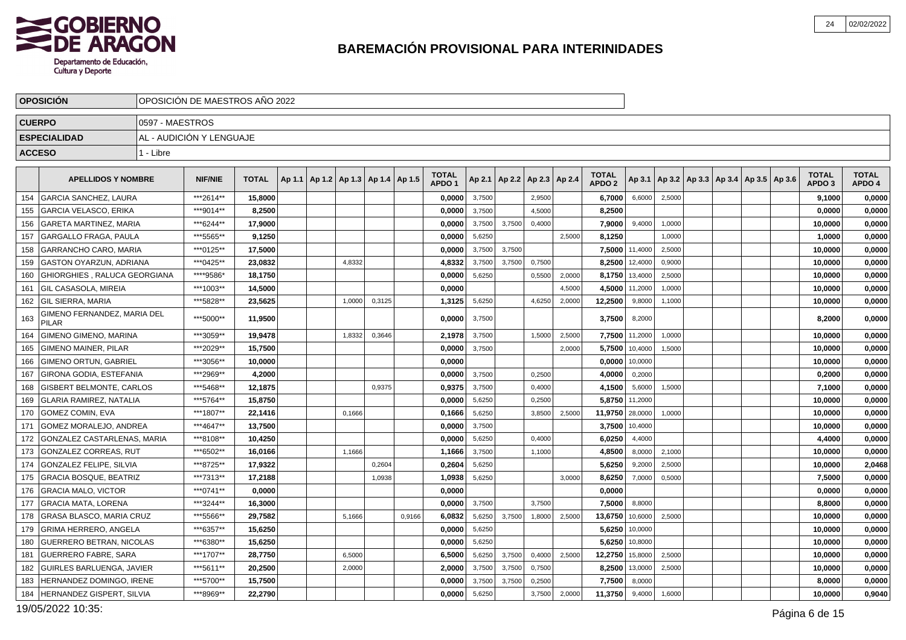# BAREMACIÓN PROVISIONAL PARA INTERINIDADES

| OPOSICIÓN | OPOSICIÓN DE MAESTROS AÑO 2022 |
|---|---|
| CUERPO | 0597 - MAESTROS |
| ESPECIALIDAD | AL - AUDICIÓN Y LENGUAJE |
| ACCESO | 1 - Libre |

| | APELLIDOS Y NOMBRE | NIF/NIE | TOTAL | Ap 1.1 | Ap 1.2 | Ap 1.3 | Ap 1.4 | Ap 1.5 | TOTAL APDO 1 | Ap 2.1 | Ap 2.2 | Ap 2.3 | Ap 2.4 | TOTAL APDO 2 | Ap 3.1 | Ap 3.2 | Ap 3.3 | Ap 3.4 | Ap 3.5 | Ap 3.6 | TOTAL APDO 3 | TOTAL APDO 4 |
|---|---|---|---|---|---|---|---|---|---|---|---|---|---|---|---|---|---|---|---|---|---|---|
| 154 | GARCIA SANCHEZ, LAURA | ***2614** | 15,8000 | | | | | | 0,0000 | 3,7500 | | 2,9500 | | 6,7000 | 6,6000 | 2,5000 | | | | | 9,1000 | 0,0000 |
| 155 | GARCIA VELASCO, ERIKA | ***9014** | 8,2500 | | | | | | 0,0000 | 3,7500 | | 4,5000 | | 8,2500 | | | | | | | 0,0000 | 0,0000 |
| 156 | GARETA MARTINEZ, MARIA | ***6244** | 17,9000 | | | | | | 0,0000 | 3,7500 | 3,7500 | 0,4000 | | 7,9000 | 9,4000 | 1,0000 | | | | | 10,0000 | 0,0000 |
| 157 | GARGALLO FRAGA, PAULA | ***5565** | 9,1250 | | | | | | 0,0000 | 5,6250 | | | 2,5000 | 8,1250 | | 1,0000 | | | | | 1,0000 | 0,0000 |
| 158 | GARRANCHO CARO, MARIA | ***0125** | 17,5000 | | | | | | 0,0000 | 3,7500 | 3,7500 | | | 7,5000 | 11,4000 | 2,5000 | | | | | 10,0000 | 0,0000 |
| 159 | GASTON OYARZUN, ADRIANA | ***0425** | 23,0832 | | | 4,8332 | | | 4,8332 | 3,7500 | 3,7500 | 0,7500 | | 8,2500 | 12,4000 | 0,9000 | | | | | 10,0000 | 0,0000 |
| 160 | GHIORGHIES , RALUCA GEORGIANA | ****9586* | 18,1750 | | | | | | 0,0000 | 5,6250 | | 0,5500 | 2,0000 | 8,1750 | 13,4000 | 2,5000 | | | | | 10,0000 | 0,0000 |
| 161 | GIL CASASOLA, MIREIA | ***1003** | 14,5000 | | | | | | 0,0000 | | | | 4,5000 | 4,5000 | 11,2000 | 1,0000 | | | | | 10,0000 | 0,0000 |
| 162 | GIL SIERRA, MARIA | ***5828** | 23,5625 | | | 1,0000 | 0,3125 | | 1,3125 | 5,6250 | | 4,6250 | 2,0000 | 12,2500 | 9,8000 | 1,1000 | | | | | 10,0000 | 0,0000 |
| 163 | GIMENO FERNANDEZ, MARIA DEL PILAR | ***5000** | 11,9500 | | | | | | 0,0000 | 3,7500 | | | | 3,7500 | 8,2000 | | | | | | 8,2000 | 0,0000 |
| 164 | GIMENO GIMENO, MARINA | ***3059** | 19,9478 | | | 1,8332 | 0,3646 | | 2,1978 | 3,7500 | | 1,5000 | 2,5000 | 7,7500 | 11,2000 | 1,0000 | | | | | 10,0000 | 0,0000 |
| 165 | GIMENO MAINER, PILAR | ***2029** | 15,7500 | | | | | | 0,0000 | 3,7500 | | | 2,0000 | 5,7500 | 10,4000 | 1,5000 | | | | | 10,0000 | 0,0000 |
| 166 | GIMENO ORTUN, GABRIEL | ***3056** | 10,0000 | | | | | | 0,0000 | | | | | 0,0000 | 10,0000 | | | | | | 10,0000 | 0,0000 |
| 167 | GIRONA GODIA, ESTEFANIA | ***2969** | 4,2000 | | | | | | 0,0000 | 3,7500 | | 0,2500 | | 4,0000 | 0,2000 | | | | | | 0,2000 | 0,0000 |
| 168 | GISBERT BELMONTE, CARLOS | ***5468** | 12,1875 | | | | 0,9375 | | 0,9375 | 3,7500 | | 0,4000 | | 4,1500 | 5,6000 | 1,5000 | | | | | 7,1000 | 0,0000 |
| 169 | GLARIA RAMIREZ, NATALIA | ***5764** | 15,8750 | | | | | | 0,0000 | 5,6250 | | 0,2500 | | 5,8750 | 11,2000 | | | | | | 10,0000 | 0,0000 |
| 170 | GOMEZ COMIN, EVA | ***1807** | 22,1416 | | | 0,1666 | | | 0,1666 | 5,6250 | | 3,8500 | 2,5000 | 11,9750 | 28,0000 | 1,0000 | | | | | 10,0000 | 0,0000 |
| 171 | GOMEZ MORALEJO, ANDREA | ***4647** | 13,7500 | | | | | | 0,0000 | 3,7500 | | | | 3,7500 | 10,4000 | | | | | | 10,0000 | 0,0000 |
| 172 | GONZALEZ CASTARLENAS, MARIA | ***8108** | 10,4250 | | | | | | 0,0000 | 5,6250 | | 0,4000 | | 6,0250 | 4,4000 | | | | | | 4,4000 | 0,0000 |
| 173 | GONZALEZ CORREAS, RUT | ***6502** | 16,0166 | | | 1,1666 | | | 1,1666 | 3,7500 | | 1,1000 | | 4,8500 | 8,0000 | 2,1000 | | | | | 10,0000 | 0,0000 |
| 174 | GONZALEZ FELIPE, SILVIA | ***8725** | 17,9322 | | | | 0,2604 | | 0,2604 | 5,6250 | | | | 5,6250 | 9,2000 | 2,5000 | | | | | 10,0000 | 2,0468 |
| 175 | GRACIA BOSQUE, BEATRIZ | ***7313** | 17,2188 | | | | 1,0938 | | 1,0938 | 5,6250 | | | 3,0000 | 8,6250 | 7,0000 | 0,5000 | | | | | 7,5000 | 0,0000 |
| 176 | GRACIA MALO, VICTOR | ***0741** | 0,0000 | | | | | | 0,0000 | | | | | 0,0000 | | | | | | | 0,0000 | 0,0000 |
| 177 | GRACIA MATA, LORENA | ***3244** | 16,3000 | | | | | | 0,0000 | 3,7500 | | 3,7500 | | 7,5000 | 8,8000 | | | | | | 8,8000 | 0,0000 |
| 178 | GRASA BLASCO, MARIA CRUZ | ***5566** | 29,7582 | | | 5,1666 | | 0,9166 | 6,0832 | 5,6250 | 3,7500 | 1,8000 | 2,5000 | 13,6750 | 10,6000 | 2,5000 | | | | | 10,0000 | 0,0000 |
| 179 | GRIMA HERRERO, ANGELA | ***6357** | 15,6250 | | | | | | 0,0000 | 5,6250 | | | | 5,6250 | 10,0000 | | | | | | 10,0000 | 0,0000 |
| 180 | GUERRERO BETRAN, NICOLAS | ***6380** | 15,6250 | | | | | | 0,0000 | 5,6250 | | | | 5,6250 | 10,8000 | | | | | | 10,0000 | 0,0000 |
| 181 | GUERRERO FABRE, SARA | ***1707** | 28,7750 | | | 6,5000 | | | 6,5000 | 5,6250 | 3,7500 | 0,4000 | 2,5000 | 12,2750 | 15,8000 | 2,5000 | | | | | 10,0000 | 0,0000 |
| 182 | GUIRLES BARLUENGA, JAVIER | ***5611** | 20,2500 | | | 2,0000 | | | 2,0000 | 3,7500 | 3,7500 | 0,7500 | | 8,2500 | 13,0000 | 2,5000 | | | | | 10,0000 | 0,0000 |
| 183 | HERNANDEZ DOMINGO, IRENE | ***5700** | 15,7500 | | | | | | 0,0000 | 3,7500 | 3,7500 | 0,2500 | | 7,7500 | 8,0000 | | | | | | 8,0000 | 0,0000 |
| 184 | HERNANDEZ GISPERT, SILVIA | ***8969** | 22,2790 | | | | | | 0,0000 | 5,6250 | | 3,7500 | 2,0000 | 11,3750 | 9,4000 | 1,6000 | | | | | 10,0000 | 0,9040 |

19/05/2022 10:35: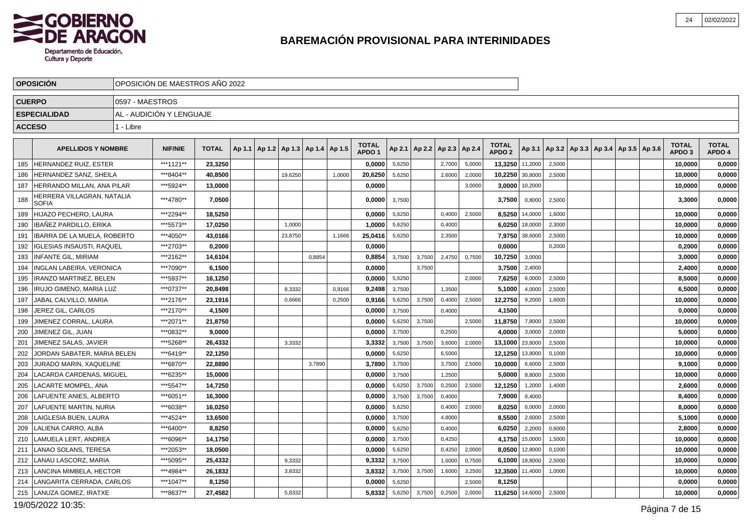# BAREMACIÓN PROVISIONAL PARA INTERINIDADES

| OPOSICIÓN | OPOSICIÓN DE MAESTROS AÑO 2022 |
|---|---|
| CUERPO | 0597 - MAESTROS |
| ESPECIALIDAD | AL - AUDICIÓN Y LENGUAJE |
| ACCESO | 1 - Libre |

| | APELLIDOS Y NOMBRE | NIF/NIE | TOTAL | Ap 1.1 | Ap 1.2 | Ap 1.3 | Ap 1.4 | Ap 1.5 | TOTAL APDO 1 | Ap 2.1 | Ap 2.2 | Ap 2.3 | Ap 2.4 | TOTAL APDO 2 | Ap 3.1 | Ap 3.2 | Ap 3.3 | Ap 3.4 | Ap 3.5 | Ap 3.6 | TOTAL APDO 3 | TOTAL APDO 4 |
|---|---|---|---|---|---|---|---|---|---|---|---|---|---|---|---|---|---|---|---|---|---|---|
| 185 | HERNANDEZ RUIZ, ESTER | ***1121** | 23,3250 | | | | | | 0,0000 | 5,6250 | | 2,7000 | 5,0000 | 13,3250 | 11,2000 | 2,5000 | | | | | 10,0000 | 0,0000 |
| 186 | HERNANDEZ SANZ, SHEILA | ***8404** | 40,8500 | | | 19,6250 | | 1,0000 | 20,6250 | 5,6250 | | 2,6000 | 2,0000 | 10,2250 | 30,8000 | 2,5000 | | | | | 10,0000 | 0,0000 |
| 187 | HERRANDO MILLAN, ANA PILAR | ***5924** | 13,0000 | | | | | | 0,0000 | | | | 3,0000 | 3,0000 | 10,2000 | | | | | | 10,0000 | 0,0000 |
| 188 | HERRERA VILLAGRAN, NATALIA SOFIA | ***4780** | 7,0500 | | | | | | 0,0000 | 3,7500 | | | | 3,7500 | 0,8000 | 2,5000 | | | | | 3,3000 | 0,0000 |
| 189 | HIJAZO PECHERO, LAURA | ***2294** | 18,5250 | | | | | | 0,0000 | 5,6250 | | 0,4000 | 2,5000 | 8,5250 | 14,0000 | 1,6000 | | | | | 10,0000 | 0,0000 |
| 190 | IBAÑEZ PARDILLO, ERIKA | ***5573** | 17,0250 | | | 1,0000 | | | 1,0000 | 5,6250 | | 0,4000 | | 6,0250 | 18,0000 | 2,3000 | | | | | 10,0000 | 0,0000 |
| 191 | IBARRA DE LA MUELA, ROBERTO | ***4050** | 43,0166 | | | 23,8750 | | 1,1666 | 25,0416 | 5,6250 | | 2,3500 | | 7,9750 | 38,6000 | 2,5000 | | | | | 10,0000 | 0,0000 |
| 192 | IGLESIAS INSAUSTI, RAQUEL | ***2703** | 0,2000 | | | | | | 0,0000 | | | | | 0,0000 | | 0,2000 | | | | | 0,2000 | 0,0000 |
| 193 | INFANTE GIL, MIRIAM | ***2162** | 14,6104 | | | | 0,8854 | | 0,8854 | 3,7500 | 3,7500 | 2,4750 | 0,7500 | 10,7250 | 3,0000 | | | | | | 3,0000 | 0,0000 |
| 194 | INGLAN LABEIRA, VERONICA | ***7090** | 6,1500 | | | | | | 0,0000 | | 3,7500 | | | 3,7500 | 2,4000 | | | | | | 2,4000 | 0,0000 |
| 195 | IRANZO MARTINEZ, BELEN | ***5937** | 16,1250 | | | | | | 0,0000 | 5,6250 | | | 2,0000 | 7,6250 | 6,0000 | 2,5000 | | | | | 8,5000 | 0,0000 |
| 196 | IRUJO GIMENO, MARIA LUZ | ***0737** | 20,8498 | | | 8,3332 | | 0,9166 | 9,2498 | 3,7500 | | 1,3500 | | 5,1000 | 4,0000 | 2,5000 | | | | | 6,5000 | 0,0000 |
| 197 | JABAL CALVILLO, MARIA | ***2176** | 23,1916 | | | 0,6666 | | 0,2500 | 0,9166 | 5,6250 | 3,7500 | 0,4000 | 2,5000 | 12,2750 | 9,2000 | 1,6000 | | | | | 10,0000 | 0,0000 |
| 198 | JEREZ GIL, CARLOS | ***2170** | 4,1500 | | | | | | 0,0000 | 3,7500 | | 0,4000 | | 4,1500 | | | | | | | 0,0000 | 0,0000 |
| 199 | JIMENEZ CORRAL, LAURA | ***2071** | 21,8750 | | | | | | 0,0000 | 5,6250 | 3,7500 | | 2,5000 | 11,8750 | 7,8000 | 2,5000 | | | | | 10,0000 | 0,0000 |
| 200 | JIMENEZ GIL, JUAN | ***0832** | 9,0000 | | | | | | 0,0000 | 3,7500 | | 0,2500 | | 4,0000 | 3,0000 | 2,0000 | | | | | 5,0000 | 0,0000 |
| 201 | JIMENEZ SALAS, JAVIER | ***5268** | 26,4332 | | | 3,3332 | | | 3,3332 | 3,7500 | 3,7500 | 3,6000 | 2,0000 | 13,1000 | 23,8000 | 2,5000 | | | | | 10,0000 | 0,0000 |
| 202 | JORDAN SABATER, MARIA BELEN | ***6419** | 22,1250 | | | | | | 0,0000 | 5,6250 | | 6,5000 | | 12,1250 | 13,8000 | 0,1000 | | | | | 10,0000 | 0,0000 |
| 203 | JURADO MARIN, XAQUELINE | ***6870** | 22,8890 | | | | 3,7890 | | 3,7890 | 3,7500 | | 3,7500 | 2,5000 | 10,0000 | 6,6000 | 2,5000 | | | | | 9,1000 | 0,0000 |
| 204 | LACARDA CARDENAS, MIGUEL | ***6235** | 15,0000 | | | | | | 0,0000 | 3,7500 | | 1,2500 | | 5,0000 | 8,8000 | 2,5000 | | | | | 10,0000 | 0,0000 |
| 205 | LACARTE MOMPEL, ANA | ***5547** | 14,7250 | | | | | | 0,0000 | 5,6250 | 3,7500 | 0,2500 | 2,5000 | 12,1250 | 1,2000 | 1,4000 | | | | | 2,6000 | 0,0000 |
| 206 | LAFUENTE ANIES, ALBERTO | ***6051** | 16,3000 | | | | | | 0,0000 | 3,7500 | 3,7500 | 0,4000 | | 7,9000 | 8,4000 | | | | | | 8,4000 | 0,0000 |
| 207 | LAFUENTE MARTIN, NURIA | ***6038** | 16,0250 | | | | | | 0,0000 | 5,6250 | | 0,4000 | 2,0000 | 8,0250 | 6,0000 | 2,0000 | | | | | 8,0000 | 0,0000 |
| 208 | LAIGLESIA BUEN, LAURA | ***4524** | 13,6500 | | | | | | 0,0000 | 3,7500 | | 4,8000 | | 8,5500 | 2,6000 | 2,5000 | | | | | 5,1000 | 0,0000 |
| 209 | LALIENA CARRO, ALBA | ***6400** | 8,8250 | | | | | | 0,0000 | 5,6250 | | 0,4000 | | 6,0250 | 2,2000 | 0,6000 | | | | | 2,8000 | 0,0000 |
| 210 | LAMUELA LERT, ANDREA | ***6096** | 14,1750 | | | | | | 0,0000 | 3,7500 | | 0,4250 | | 4,1750 | 15,0000 | 1,5000 | | | | | 10,0000 | 0,0000 |
| 211 | LANAO SOLANS, TERESA | ***2053** | 18,0500 | | | | | | 0,0000 | 5,6250 | | 0,4250 | 2,0000 | 8,0500 | 12,8000 | 0,1000 | | | | | 10,0000 | 0,0000 |
| 212 | LANAU LASCORZ, MARIA | ***5095** | 25,4332 | | | 9,3332 | | | 9,3332 | 3,7500 | | 1,6000 | 0,7500 | 6,1000 | 18,8000 | 2,5000 | | | | | 10,0000 | 0,0000 |
| 213 | LANCINA MIMBELA, HECTOR | ***4984** | 26,1832 | | | 3,8332 | | | 3,8332 | 3,7500 | 3,7500 | 1,6000 | 3,2500 | 12,3500 | 11,4000 | 1,0000 | | | | | 10,0000 | 0,0000 |
| 214 | LANGARITA CERRADA, CARLOS | ***1047** | 8,1250 | | | | | | 0,0000 | 5,6250 | | | 2,5000 | 8,1250 | | | | | | | 0,0000 | 0,0000 |
| 215 | LANUZA GOMEZ, IRATXE | ***8637** | 27,4582 | | | 5,8332 | | | 5,8332 | 5,6250 | 3,7500 | 0,2500 | 2,0000 | 11,6250 | 14,6000 | 2,5000 | | | | | 10,0000 | 0,0000 |

19/05/2022 10:35: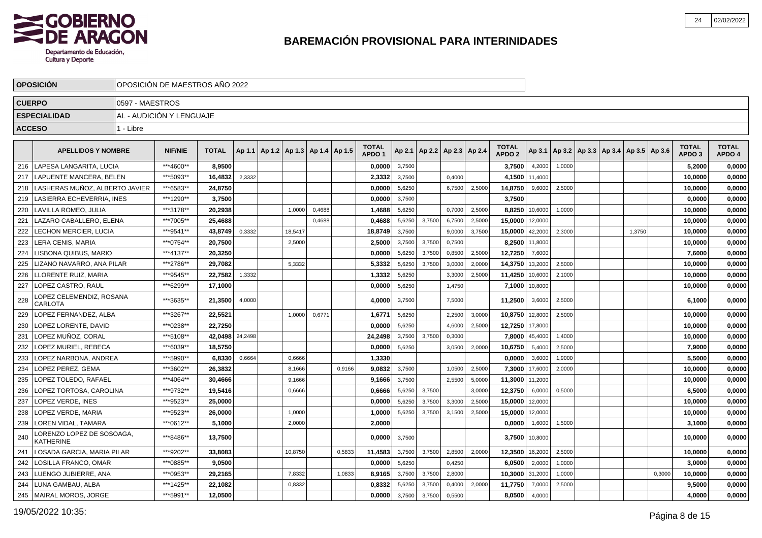# BAREMACIÓN PROVISIONAL PARA INTERINIDADES

| | |
|---|---|
| **OPOSICIÓN** | OPOSICIÓN DE MAESTROS AÑO 2022 |
| **CUERPO** | 0597 - MAESTROS |
| **ESPECIALIDAD** | AL - AUDICIÓN Y LENGUAJE |
| **ACCESO** | 1 - Libre |

| | APELLIDOS Y NOMBRE | NIF/NIE | TOTAL | Ap 1.1 | Ap 1.2 | Ap 1.3 | Ap 1.4 | Ap 1.5 | TOTAL APDO 1 | Ap 2.1 | Ap 2.2 | Ap 2.3 | Ap 2.4 | TOTAL APDO 2 | Ap 3.1 | Ap 3.2 | Ap 3.3 | Ap 3.4 | Ap 3.5 | Ap 3.6 | TOTAL APDO 3 | TOTAL APDO 4 |
|---|---|---|---|---|---|---|---|---|---|---|---|---|---|---|---|---|---|---|---|---|---|---|
| 216 | LAPESA LANGARITA, LUCIA | ***4600** | 8,9500 | | | | | | 0,0000 | 3,7500 | | | | 3,7500 | 4,2000 | 1,0000 | | | | | 5,2000 | 0,0000 |
| 217 | LAPUENTE MANCERA, BELEN | ***5093** | 16,4832 | 2,3332 | | | | | 2,3332 | 3,7500 | | 0,4000 | | 4,1500 | 11,4000 | | | | | | 10,0000 | 0,0000 |
| 218 | LASHERAS MUÑOZ, ALBERTO JAVIER | ***6583** | 24,8750 | | | | | | 0,0000 | 5,6250 | | 6,7500 | 2,5000 | 14,8750 | 9,6000 | 2,5000 | | | | | 10,0000 | 0,0000 |
| 219 | LASIERRA ECHEVERRIA, INES | ***1290** | 3,7500 | | | | | | 0,0000 | 3,7500 | | | | 3,7500 | | | | | | | 0,0000 | 0,0000 |
| 220 | LAVILLA ROMEO, JULIA | ***3178** | 20,2938 | | | 1,0000 | 0,4688 | | 1,4688 | 5,6250 | | 0,7000 | 2,5000 | 8,8250 | 10,6000 | 1,0000 | | | | | 10,0000 | 0,0000 |
| 221 | LAZARO CABALLERO, ELENA | ***7005** | 25,4688 | | | | 0,4688 | | 0,4688 | 5,6250 | 3,7500 | 6,7500 | 2,5000 | 15,0000 | 12,0000 | | | | | | 10,0000 | 0,0000 |
| 222 | LECHON MERCIER, LUCIA | ***9541** | 43,8749 | 0,3332 | | 18,5417 | | | 18,8749 | 3,7500 | | 9,0000 | 3,7500 | 15,0000 | 42,2000 | 2,3000 | | | 1,3750 | | 10,0000 | 0,0000 |
| 223 | LERA CENIS, MARIA | ***0754** | 20,7500 | | | 2,5000 | | | 2,5000 | 3,7500 | 3,7500 | 0,7500 | | 8,2500 | 11,8000 | | | | | | 10,0000 | 0,0000 |
| 224 | LISBONA QUIBUS, MARIO | ***4137** | 20,3250 | | | | | | 0,0000 | 5,6250 | 3,7500 | 0,8500 | 2,5000 | 12,7250 | 7,6000 | | | | | | 7,6000 | 0,0000 |
| 225 | LIZANO NAVARRO, ANA PILAR | ***2786** | 29,7082 | | | 5,3332 | | | 5,3332 | 5,6250 | 3,7500 | 3,0000 | 2,0000 | 14,3750 | 13,2000 | 2,5000 | | | | | 10,0000 | 0,0000 |
| 226 | LLORENTE RUIZ, MARIA | ***9545** | 22,7582 | 1,3332 | | | | | 1,3332 | 5,6250 | | 3,3000 | 2,5000 | 11,4250 | 10,6000 | 2,1000 | | | | | 10,0000 | 0,0000 |
| 227 | LOPEZ CASTRO, RAUL | ***6299** | 17,1000 | | | | | | 0,0000 | 5,6250 | | 1,4750 | | 7,1000 | 10,8000 | | | | | | 10,0000 | 0,0000 |
| 228 | LOPEZ CELEMENDIZ, ROSANA CARLOTA | ***3635** | 21,3500 | 4,0000 | | | | | 4,0000 | 3,7500 | | 7,5000 | | 11,2500 | 3,6000 | 2,5000 | | | | | 6,1000 | 0,0000 |
| 229 | LOPEZ FERNANDEZ, ALBA | ***3267** | 22,5521 | | | 1,0000 | 0,6771 | | 1,6771 | 5,6250 | | 2,2500 | 3,0000 | 10,8750 | 12,8000 | 2,5000 | | | | | 10,0000 | 0,0000 |
| 230 | LOPEZ LORENTE, DAVID | ***0238** | 22,7250 | | | | | | 0,0000 | 5,6250 | | 4,6000 | 2,5000 | 12,7250 | 17,8000 | | | | | | 10,0000 | 0,0000 |
| 231 | LOPEZ MUÑOZ, CORAL | ***5108** | 42,0498 | 24,2498 | | | | | 24,2498 | 3,7500 | 3,7500 | 0,3000 | | 7,8000 | 45,4000 | 1,4000 | | | | | 10,0000 | 0,0000 |
| 232 | LOPEZ MURIEL, REBECA | ***6039** | 18,5750 | | | | | | 0,0000 | 5,6250 | | 3,0500 | 2,0000 | 10,6750 | 5,4000 | 2,5000 | | | | | 7,9000 | 0,0000 |
| 233 | LOPEZ NARBONA, ANDREA | ***5990** | 6,8330 | 0,6664 | | 0,6666 | | | 1,3330 | | | | | 0,0000 | 3,6000 | 1,9000 | | | | | 5,5000 | 0,0000 |
| 234 | LOPEZ PEREZ, GEMA | ***3602** | 26,3832 | | | 8,1666 | | 0,9166 | 9,0832 | 3,7500 | | 1,0500 | 2,5000 | 7,3000 | 17,6000 | 2,0000 | | | | | 10,0000 | 0,0000 |
| 235 | LOPEZ TOLEDO, RAFAEL | ***4064** | 30,4666 | | | 9,1666 | | | 9,1666 | 3,7500 | | 2,5500 | 5,0000 | 11,3000 | 11,2000 | | | | | | 10,0000 | 0,0000 |
| 236 | LOPEZ TORTOSA, CAROLINA | ***9732** | 19,5416 | | | 0,6666 | | | 0,6666 | 5,6250 | 3,7500 | | 3,0000 | 12,3750 | 6,0000 | 0,5000 | | | | | 6,5000 | 0,0000 |
| 237 | LOPEZ VERDE, INES | ***9523** | 25,0000 | | | | | | 0,0000 | 5,6250 | 3,7500 | 3,3000 | 2,5000 | 15,0000 | 12,0000 | | | | | | 10,0000 | 0,0000 |
| 238 | LOPEZ VERDE, MARIA | ***9523** | 26,0000 | | | 1,0000 | | | 1,0000 | 5,6250 | 3,7500 | 3,1500 | 2,5000 | 15,0000 | 12,0000 | | | | | | 10,0000 | 0,0000 |
| 239 | LOREN VIDAL, TAMARA | ***0612** | 5,1000 | | | 2,0000 | | | 2,0000 | | | | | 0,0000 | 1,6000 | 1,5000 | | | | | 3,1000 | 0,0000 |
| 240 | LORENZO LOPEZ DE SOSOAGA, KATHERINE | ***8486** | 13,7500 | | | | | | 0,0000 | 3,7500 | | | | 3,7500 | 10,8000 | | | | | | 10,0000 | 0,0000 |
| 241 | LOSADA GARCIA, MARIA PILAR | ***9202** | 33,8083 | | | 10,8750 | | 0,5833 | 11,4583 | 3,7500 | 3,7500 | 2,8500 | 2,0000 | 12,3500 | 16,2000 | 2,5000 | | | | | 10,0000 | 0,0000 |
| 242 | LOSILLA FRANCO, OMAR | ***0885** | 9,0500 | | | | | | 0,0000 | 5,6250 | | 0,4250 | | 6,0500 | 2,0000 | 1,0000 | | | | | 3,0000 | 0,0000 |
| 243 | LUENGO JUBIERRE, ANA | ***0953** | 29,2165 | | | 7,8332 | | 1,0833 | 8,9165 | 3,7500 | 3,7500 | 2,8000 | | 10,3000 | 31,2000 | 1,0000 | | | | 0,3000 | 10,0000 | 0,0000 |
| 244 | LUNA GAMBAU, ALBA | ***1425** | 22,1082 | | | 0,8332 | | | 0,8332 | 5,6250 | 3,7500 | 0,4000 | 2,0000 | 11,7750 | 7,0000 | 2,5000 | | | | | 9,5000 | 0,0000 |
| 245 | MAIRAL MOROS, JORGE | ***5991** | 12,0500 | | | | | | 0,0000 | 3,7500 | 3,7500 | 0,5500 | | 8,0500 | 4,0000 | | | | | | 4,0000 | 0,0000 |

19/05/2022 10:35: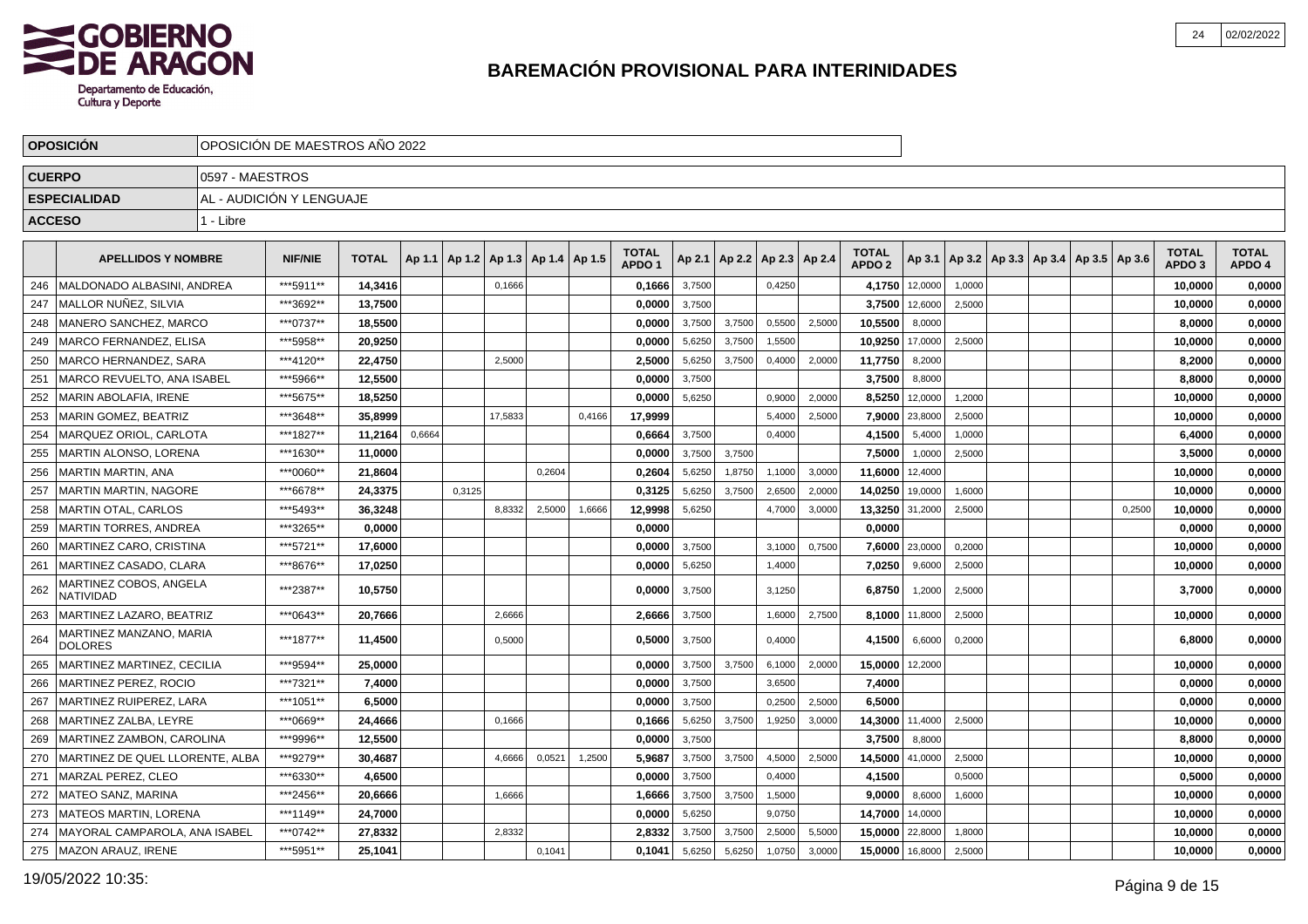# BAREMACIÓN PROVISIONAL PARA INTERINIDADES

| | |
|---|---|
| **OPOSICIÓN** | OPOSICIÓN DE MAESTROS AÑO 2022 |
| **CUERPO** | 0597 - MAESTROS |
| **ESPECIALIDAD** | AL - AUDICIÓN Y LENGUAJE |
| **ACCESO** | 1 - Libre |

| | APELLIDOS Y NOMBRE | NIF/NIE | TOTAL | Ap 1.1 | Ap 1.2 | Ap 1.3 | Ap 1.4 | Ap 1.5 | TOTAL APDO 1 | Ap 2.1 | Ap 2.2 | Ap 2.3 | Ap 2.4 | TOTAL APDO 2 | Ap 3.1 | Ap 3.2 | Ap 3.3 | Ap 3.4 | Ap 3.5 | Ap 3.6 | TOTAL APDO 3 | TOTAL APDO 4 |
|---|---|---|---|---|---|---|---|---|---|---|---|---|---|---|---|---|---|---|---|---|---|---|
| 246 | MALDONADO ALBASINI, ANDREA | ***5911** | 14,3416 | | | 0,1666 | | | 0,1666 | 3,7500 | | 0,4250 | | 4,1750 | 12,0000 | 1,0000 | | | | | 10,0000 | 0,0000 |
| 247 | MALLOR NUÑEZ, SILVIA | ***3692** | 13,7500 | | | | | | 0,0000 | 3,7500 | | | | 3,7500 | 12,6000 | 2,5000 | | | | | 10,0000 | 0,0000 |
| 248 | MANERO SANCHEZ, MARCO | ***0737** | 18,5500 | | | | | | 0,0000 | 3,7500 | 3,7500 | 0,5500 | 2,5000 | 10,5500 | 8,0000 | | | | | | 8,0000 | 0,0000 |
| 249 | MARCO FERNANDEZ, ELISA | ***5958** | 20,9250 | | | | | | 0,0000 | 5,6250 | 3,7500 | 1,5500 | | 10,9250 | 17,0000 | 2,5000 | | | | | 10,0000 | 0,0000 |
| 250 | MARCO HERNANDEZ, SARA | ***4120** | 22,4750 | | | 2,5000 | | | 2,5000 | 5,6250 | 3,7500 | 0,4000 | 2,0000 | 11,7750 | 8,2000 | | | | | | 8,2000 | 0,0000 |
| 251 | MARCO REVUELTO, ANA ISABEL | ***5966** | 12,5500 | | | | | | 0,0000 | 3,7500 | | | | 3,7500 | 8,8000 | | | | | | 8,8000 | 0,0000 |
| 252 | MARIN ABOLAFIA, IRENE | ***5675** | 18,5250 | | | | | | 0,0000 | 5,6250 | | 0,9000 | 2,0000 | 8,5250 | 12,0000 | 1,2000 | | | | | 10,0000 | 0,0000 |
| 253 | MARIN GOMEZ, BEATRIZ | ***3648** | 35,8999 | | | 17,5833 | | 0,4166 | 17,9999 | | | 5,4000 | 2,5000 | 7,9000 | 23,8000 | 2,5000 | | | | | 10,0000 | 0,0000 |
| 254 | MARQUEZ ORIOL, CARLOTA | ***1827** | 11,2164 | 0,6664 | | | | | 0,6664 | 3,7500 | | 0,4000 | | 4,1500 | 5,4000 | 1,0000 | | | | | 6,4000 | 0,0000 |
| 255 | MARTIN ALONSO, LORENA | ***1630** | 11,0000 | | | | | | 0,0000 | 3,7500 | 3,7500 | | | 7,5000 | 1,0000 | 2,5000 | | | | | 3,5000 | 0,0000 |
| 256 | MARTIN MARTIN, ANA | ***0060** | 21,8604 | | | | 0,2604 | | 0,2604 | 5,6250 | 1,8750 | 1,1000 | 3,0000 | 11,6000 | 12,4000 | | | | | | 10,0000 | 0,0000 |
| 257 | MARTIN MARTIN, NAGORE | ***6678** | 24,3375 | | 0,3125 | | | | 0,3125 | 5,6250 | 3,7500 | 2,6500 | 2,0000 | 14,0250 | 19,0000 | 1,6000 | | | | | 10,0000 | 0,0000 |
| 258 | MARTIN OTAL, CARLOS | ***5493** | 36,3248 | | | 8,8332 | 2,5000 | 1,6666 | 12,9998 | 5,6250 | | 4,7000 | 3,0000 | 13,3250 | 31,2000 | 2,5000 | | | | 0,2500 | 10,0000 | 0,0000 |
| 259 | MARTIN TORRES, ANDREA | ***3265** | 0,0000 | | | | | | 0,0000 | | | | | 0,0000 | | | | | | | 0,0000 | 0,0000 |
| 260 | MARTINEZ CARO, CRISTINA | ***5721** | 17,6000 | | | | | | 0,0000 | 3,7500 | | 3,1000 | 0,7500 | 7,6000 | 23,0000 | 0,2000 | | | | | 10,0000 | 0,0000 |
| 261 | MARTINEZ CASADO, CLARA | ***8676** | 17,0250 | | | | | | 0,0000 | 5,6250 | | 1,4000 | | 7,0250 | 9,6000 | 2,5000 | | | | | 10,0000 | 0,0000 |
| 262 | MARTINEZ COBOS, ANGELA NATIVIDAD | ***2387** | 10,5750 | | | | | | 0,0000 | 3,7500 | | 3,1250 | | 6,8750 | 1,2000 | 2,5000 | | | | | 3,7000 | 0,0000 |
| 263 | MARTINEZ LAZARO, BEATRIZ | ***0643** | 20,7666 | | | 2,6666 | | | 2,6666 | 3,7500 | | 1,6000 | 2,7500 | 8,1000 | 11,8000 | 2,5000 | | | | | 10,0000 | 0,0000 |
| 264 | MARTINEZ MANZANO, MARIA DOLORES | ***1877** | 11,4500 | | | 0,5000 | | | 0,5000 | 3,7500 | | 0,4000 | | 4,1500 | 6,6000 | 0,2000 | | | | | 6,8000 | 0,0000 |
| 265 | MARTINEZ MARTINEZ, CECILIA | ***9594** | 25,0000 | | | | | | 0,0000 | 3,7500 | 3,7500 | 6,1000 | 2,0000 | 15,0000 | 12,2000 | | | | | | 10,0000 | 0,0000 |
| 266 | MARTINEZ PEREZ, ROCIO | ***7321** | 7,4000 | | | | | | 0,0000 | 3,7500 | | 3,6500 | | 7,4000 | | | | | | | 0,0000 | 0,0000 |
| 267 | MARTINEZ RUIPEREZ, LARA | ***1051** | 6,5000 | | | | | | 0,0000 | 3,7500 | | 0,2500 | 2,5000 | 6,5000 | | | | | | | 0,0000 | 0,0000 |
| 268 | MARTINEZ ZALBA, LEYRE | ***0669** | 24,4666 | | | 0,1666 | | | 0,1666 | 5,6250 | 3,7500 | 1,9250 | 3,0000 | 14,3000 | 11,4000 | 2,5000 | | | | | 10,0000 | 0,0000 |
| 269 | MARTINEZ ZAMBON, CAROLINA | ***9996** | 12,5500 | | | | | | 0,0000 | 3,7500 | | | | 3,7500 | 8,8000 | | | | | | 8,8000 | 0,0000 |
| 270 | MARTINEZ DE QUEL LLORENTE, ALBA | ***9279** | 30,4687 | | | 4,6666 | 0,0521 | 1,2500 | 5,9687 | 3,7500 | 3,7500 | 4,5000 | 2,5000 | 14,5000 | 41,0000 | 2,5000 | | | | | 10,0000 | 0,0000 |
| 271 | MARZAL PEREZ, CLEO | ***6330** | 4,6500 | | | | | | 0,0000 | 3,7500 | | 0,4000 | | 4,1500 | | 0,5000 | | | | | 0,5000 | 0,0000 |
| 272 | MATEO SANZ, MARINA | ***2456** | 20,6666 | | | 1,6666 | | | 1,6666 | 3,7500 | 3,7500 | 1,5000 | | 9,0000 | 8,6000 | 1,6000 | | | | | 10,0000 | 0,0000 |
| 273 | MATEOS MARTIN, LORENA | ***1149** | 24,7000 | | | | | | 0,0000 | 5,6250 | | 9,0750 | | 14,7000 | 14,0000 | | | | | | 10,0000 | 0,0000 |
| 274 | MAYORAL CAMPAROLA, ANA ISABEL | ***0742** | 27,8332 | | | 2,8332 | | | 2,8332 | 3,7500 | 3,7500 | 2,5000 | 5,5000 | 15,0000 | 22,8000 | 1,8000 | | | | | 10,0000 | 0,0000 |
| 275 | MAZON ARAUZ, IRENE | ***5951** | 25,1041 | | | | 0,1041 | | 0,1041 | 5,6250 | 5,6250 | 1,0750 | 3,0000 | 15,0000 | 16,8000 | 2,5000 | | | | | 10,0000 | 0,0000 |

19/05/2022 10:35: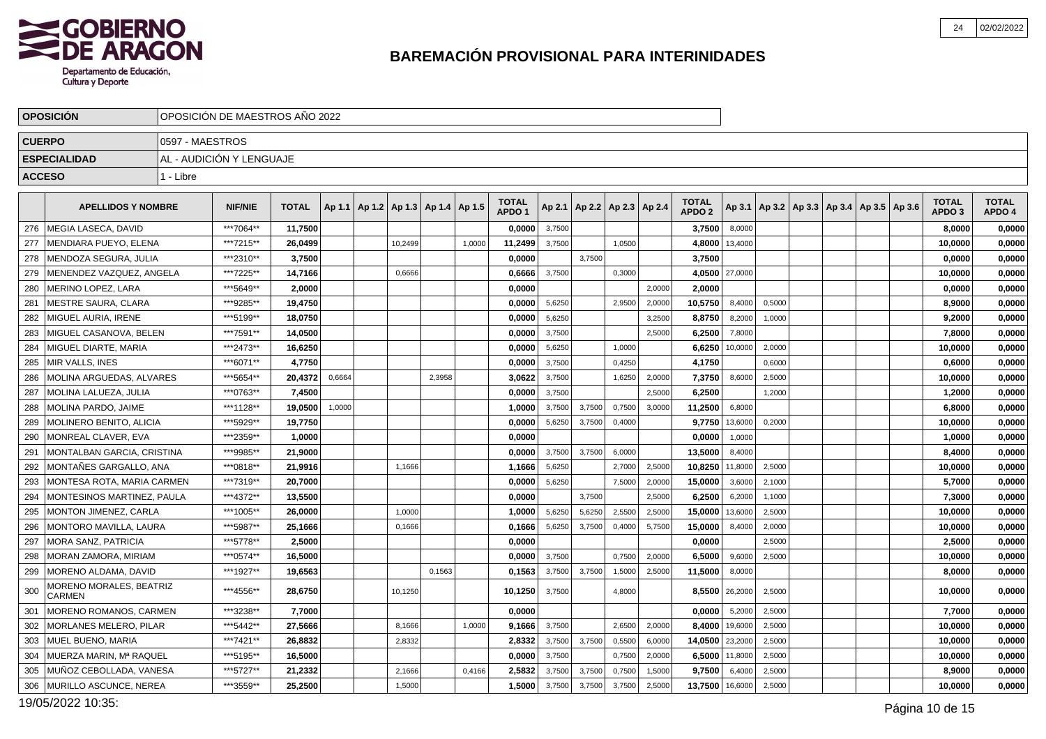# BAREMACIÓN PROVISIONAL PARA INTERINIDADES

| OPOSICIÓN | OPOSICIÓN DE MAESTROS AÑO 2022 |
|---|---|
| CUERPO | 0597 - MAESTROS |
| ESPECIALIDAD | AL - AUDICIÓN Y LENGUAJE |
| ACCESO | 1 - Libre |

| | APELLIDOS Y NOMBRE | NIF/NIE | TOTAL | Ap 1.1 | Ap 1.2 | Ap 1.3 | Ap 1.4 | Ap 1.5 | TOTAL APDO 1 | Ap 2.1 | Ap 2.2 | Ap 2.3 | Ap 2.4 | TOTAL APDO 2 | Ap 3.1 | Ap 3.2 | Ap 3.3 | Ap 3.4 | Ap 3.5 | Ap 3.6 | TOTAL APDO 3 | TOTAL APDO 4 |
|---|---|---|---|---|---|---|---|---|---|---|---|---|---|---|---|---|---|---|---|---|---|---|
| 276 | MEGIA LASECA, DAVID | ***7064** | 11,7500 | | | | | | 0,0000 | 3,7500 | | | | 3,7500 | 8,0000 | | | | | | 8,0000 | 0,0000 |
| 277 | MENDIARA PUEYO, ELENA | ***7215** | 26,0499 | | | 10,2499 | | 1,0000 | 11,2499 | 3,7500 | | 1,0500 | | 4,8000 | 13,4000 | | | | | | 10,0000 | 0,0000 |
| 278 | MENDOZA SEGURA, JULIA | ***2310** | 3,7500 | | | | | | 0,0000 | | 3,7500 | | | 3,7500 | | | | | | | 0,0000 | 0,0000 |
| 279 | MENENDEZ VAZQUEZ, ANGELA | ***7225** | 14,7166 | | | 0,6666 | | | 0,6666 | 3,7500 | | 0,3000 | | 4,0500 | 27,0000 | | | | | | 10,0000 | 0,0000 |
| 280 | MERINO LOPEZ, LARA | ***5649** | 2,0000 | | | | | | 0,0000 | | | | 2,0000 | 2,0000 | | | | | | | 0,0000 | 0,0000 |
| 281 | MESTRE SAURA, CLARA | ***9285** | 19,4750 | | | | | | 0,0000 | 5,6250 | | 2,9500 | 2,0000 | 10,5750 | 8,4000 | 0,5000 | | | | | 8,9000 | 0,0000 |
| 282 | MIGUEL AURIA, IRENE | ***5199** | 18,0750 | | | | | | 0,0000 | 5,6250 | | | 3,2500 | 8,8750 | 8,2000 | 1,0000 | | | | | 9,2000 | 0,0000 |
| 283 | MIGUEL CASANOVA, BELEN | ***7591** | 14,0500 | | | | | | 0,0000 | 3,7500 | | | 2,5000 | 6,2500 | 7,8000 | | | | | | 7,8000 | 0,0000 |
| 284 | MIGUEL DIARTE, MARIA | ***2473** | 16,6250 | | | | | | 0,0000 | 5,6250 | | 1,0000 | | 6,6250 | 10,0000 | 2,0000 | | | | | 10,0000 | 0,0000 |
| 285 | MIR VALLS, INES | ***6071** | 4,7750 | | | | | | 0,0000 | 3,7500 | | 0,4250 | | 4,1750 | | 0,6000 | | | | | 0,6000 | 0,0000 |
| 286 | MOLINA ARGUEDAS, ALVARES | ***5654** | 20,4372 | 0,6664 | | | 2,3958 | | 3,0622 | 3,7500 | | 1,6250 | 2,0000 | 7,3750 | 8,6000 | 2,5000 | | | | | 10,0000 | 0,0000 |
| 287 | MOLINA LALUEZA, JULIA | ***0763** | 7,4500 | | | | | | 0,0000 | 3,7500 | | | 2,5000 | 6,2500 | | 1,2000 | | | | | 1,2000 | 0,0000 |
| 288 | MOLINA PARDO, JAIME | ***1128** | 19,0500 | 1,0000 | | | | | 1,0000 | 3,7500 | 3,7500 | 0,7500 | 3,0000 | 11,2500 | 6,8000 | | | | | | 6,8000 | 0,0000 |
| 289 | MOLINERO BENITO, ALICIA | ***5929** | 19,7750 | | | | | | 0,0000 | 5,6250 | 3,7500 | 0,4000 | | 9,7750 | 13,6000 | 0,2000 | | | | | 10,0000 | 0,0000 |
| 290 | MONREAL CLAVER, EVA | ***2359** | 1,0000 | | | | | | 0,0000 | | | | | 0,0000 | 1,0000 | | | | | | 1,0000 | 0,0000 |
| 291 | MONTALBAN GARCIA, CRISTINA | ***9985** | 21,9000 | | | | | | 0,0000 | 3,7500 | 3,7500 | 6,0000 | | 13,5000 | 8,4000 | | | | | | 8,4000 | 0,0000 |
| 292 | MONTAÑES GARGALLO, ANA | ***0818** | 21,9916 | | | 1,1666 | | | 1,1666 | 5,6250 | | 2,7000 | 2,5000 | 10,8250 | 11,8000 | 2,5000 | | | | | 10,0000 | 0,0000 |
| 293 | MONTESA ROTA, MARIA CARMEN | ***7319** | 20,7000 | | | | | | 0,0000 | 5,6250 | | 7,5000 | 2,0000 | 15,0000 | 3,6000 | 2,1000 | | | | | 5,7000 | 0,0000 |
| 294 | MONTESINOS MARTINEZ, PAULA | ***4372** | 13,5500 | | | | | | 0,0000 | | 3,7500 | | 2,5000 | 6,2500 | 6,2000 | 1,1000 | | | | | 7,3000 | 0,0000 |
| 295 | MONTON JIMENEZ, CARLA | ***1005** | 26,0000 | | | 1,0000 | | | 1,0000 | 5,6250 | 5,6250 | 2,5500 | 2,5000 | 15,0000 | 13,6000 | 2,5000 | | | | | 10,0000 | 0,0000 |
| 296 | MONTORO MAVILLA, LAURA | ***5987** | 25,1666 | | | 0,1666 | | | 0,1666 | 5,6250 | 3,7500 | 0,4000 | 5,7500 | 15,0000 | 8,4000 | 2,0000 | | | | | 10,0000 | 0,0000 |
| 297 | MORA SANZ, PATRICIA | ***5778** | 2,5000 | | | | | | 0,0000 | | | | | 0,0000 | | 2,5000 | | | | | 2,5000 | 0,0000 |
| 298 | MORAN ZAMORA, MIRIAM | ***0574** | 16,5000 | | | | | | 0,0000 | 3,7500 | | 0,7500 | 2,0000 | 6,5000 | 9,6000 | 2,5000 | | | | | 10,0000 | 0,0000 |
| 299 | MORENO ALDAMA, DAVID | ***1927** | 19,6563 | | | | 0,1563 | | 0,1563 | 3,7500 | 3,7500 | 1,5000 | 2,5000 | 11,5000 | 8,0000 | | | | | | 8,0000 | 0,0000 |
| 300 | MORENO MORALES, BEATRIZ CARMEN | ***4556** | 28,6750 | | | 10,1250 | | | 10,1250 | 3,7500 | | 4,8000 | | 8,5500 | 26,2000 | 2,5000 | | | | | 10,0000 | 0,0000 |
| 301 | MORENO ROMANOS, CARMEN | ***3238** | 7,7000 | | | | | | 0,0000 | | | | | 0,0000 | 5,2000 | 2,5000 | | | | | 7,7000 | 0,0000 |
| 302 | MORLANES MELERO, PILAR | ***5442** | 27,5666 | | | 8,1666 | | 1,0000 | 9,1666 | 3,7500 | | 2,6500 | 2,0000 | 8,4000 | 19,6000 | 2,5000 | | | | | 10,0000 | 0,0000 |
| 303 | MUEL BUENO, MARIA | ***7421** | 26,8832 | | | 2,8332 | | | 2,8332 | 3,7500 | 3,7500 | 0,5500 | 6,0000 | 14,0500 | 23,2000 | 2,5000 | | | | | 10,0000 | 0,0000 |
| 304 | MUERZA MARIN, Mª RAQUEL | ***5195** | 16,5000 | | | | | | 0,0000 | 3,7500 | | 0,7500 | 2,0000 | 6,5000 | 11,8000 | 2,5000 | | | | | 10,0000 | 0,0000 |
| 305 | MUÑOZ CEBOLLADA, VANESA | ***5727** | 21,2332 | | | 2,1666 | | 0,4166 | 2,5832 | 3,7500 | 3,7500 | 0,7500 | 1,5000 | 9,7500 | 6,4000 | 2,5000 | | | | | 8,9000 | 0,0000 |
| 306 | MURILLO ASCUNCE, NEREA | ***3559** | 25,2500 | | | 1,5000 | | | 1,5000 | 3,7500 | 3,7500 | 3,7500 | 2,5000 | 13,7500 | 16,6000 | 2,5000 | | | | | 10,0000 | 0,0000 |

19/05/2022 10:35: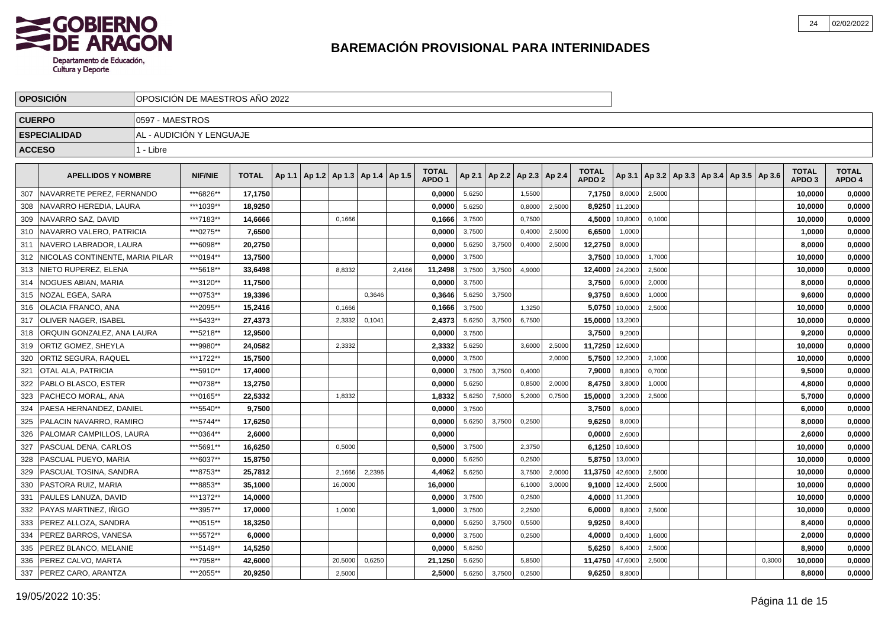# BAREMACIÓN PROVISIONAL PARA INTERINIDADES

| OPOSICIÓN | OPOSICIÓN DE MAESTROS AÑO 2022 |
|---|---|
| CUERPO | 0597 - MAESTROS |
| ESPECIALIDAD | AL - AUDICIÓN Y LENGUAJE |
| ACCESO | 1 - Libre |

| | APELLIDOS Y NOMBRE | NIF/NIE | TOTAL | Ap 1.1 | Ap 1.2 | Ap 1.3 | Ap 1.4 | Ap 1.5 | TOTAL APDO 1 | Ap 2.1 | Ap 2.2 | Ap 2.3 | Ap 2.4 | TOTAL APDO 2 | Ap 3.1 | Ap 3.2 | Ap 3.3 | Ap 3.4 | Ap 3.5 | Ap 3.6 | TOTAL APDO 3 | TOTAL APDO 4 |
|---|---|---|---|---|---|---|---|---|---|---|---|---|---|---|---|---|---|---|---|---|---|---|
| 307 | NAVARRETE PEREZ, FERNANDO | ***6826** | 17,1750 | | | | | | 0,0000 | 5,6250 | | 1,5500 | | 7,1750 | 8,0000 | 2,5000 | | | | | 10,0000 | 0,0000 |
| 308 | NAVARRO HEREDIA, LAURA | ***1039** | 18,9250 | | | | | | 0,0000 | 5,6250 | | 0,8000 | 2,5000 | 8,9250 | 11,2000 | | | | | | 10,0000 | 0,0000 |
| 309 | NAVARRO SAZ, DAVID | ***7183** | 14,6666 | | | 0,1666 | | | 0,1666 | 3,7500 | | 0,7500 | | 4,5000 | 10,8000 | 0,1000 | | | | | 10,0000 | 0,0000 |
| 310 | NAVARRO VALERO, PATRICIA | ***0275** | 7,6500 | | | | | | 0,0000 | 3,7500 | | 0,4000 | 2,5000 | 6,6500 | 1,0000 | | | | | | 1,0000 | 0,0000 |
| 311 | NAVERO LABRADOR, LAURA | ***6098** | 20,2750 | | | | | | 0,0000 | 5,6250 | 3,7500 | 0,4000 | 2,5000 | 12,2750 | 8,0000 | | | | | | 8,0000 | 0,0000 |
| 312 | NICOLAS CONTINENTE, MARIA PILAR | ***0194** | 13,7500 | | | | | | 0,0000 | 3,7500 | | | | 3,7500 | 10,0000 | 1,7000 | | | | | 10,0000 | 0,0000 |
| 313 | NIETO RUPEREZ, ELENA | ***5618** | 33,6498 | | | 8,8332 | | 2,4166 | 11,2498 | 3,7500 | 3,7500 | 4,9000 | | 12,4000 | 24,2000 | 2,5000 | | | | | 10,0000 | 0,0000 |
| 314 | NOGUES ABIAN, MARIA | ***3120** | 11,7500 | | | | | | 0,0000 | 3,7500 | | | | 3,7500 | 6,0000 | 2,0000 | | | | | 8,0000 | 0,0000 |
| 315 | NOZAL EGEA, SARA | ***0753** | 19,3396 | | | | 0,3646 | | 0,3646 | 5,6250 | 3,7500 | | | 9,3750 | 8,6000 | 1,0000 | | | | | 9,6000 | 0,0000 |
| 316 | OLACIA FRANCO, ANA | ***2095** | 15,2416 | | | 0,1666 | | | 0,1666 | 3,7500 | | 1,3250 | | 5,0750 | 10,0000 | 2,5000 | | | | | 10,0000 | 0,0000 |
| 317 | OLIVER NAGER, ISABEL | ***5433** | 27,4373 | | | 2,3332 | 0,1041 | | 2,4373 | 5,6250 | 3,7500 | 6,7500 | | 15,0000 | 13,2000 | | | | | | 10,0000 | 0,0000 |
| 318 | ORQUIN GONZALEZ, ANA LAURA | ***5218** | 12,9500 | | | | | | 0,0000 | 3,7500 | | | | 3,7500 | 9,2000 | | | | | | 9,2000 | 0,0000 |
| 319 | ORTIZ GOMEZ, SHEYLA | ***9980** | 24,0582 | | | 2,3332 | | | 2,3332 | 5,6250 | | 3,6000 | 2,5000 | 11,7250 | 12,6000 | | | | | | 10,0000 | 0,0000 |
| 320 | ORTIZ SEGURA, RAQUEL | ***1722** | 15,7500 | | | | | | 0,0000 | 3,7500 | | | 2,0000 | 5,7500 | 12,2000 | 2,1000 | | | | | 10,0000 | 0,0000 |
| 321 | OTAL ALA, PATRICIA | ***5910** | 17,4000 | | | | | | 0,0000 | 3,7500 | 3,7500 | 0,4000 | | 7,9000 | 8,8000 | 0,7000 | | | | | 9,5000 | 0,0000 |
| 322 | PABLO BLASCO, ESTER | ***0738** | 13,2750 | | | | | | 0,0000 | 5,6250 | | 0,8500 | 2,0000 | 8,4750 | 3,8000 | 1,0000 | | | | | 4,8000 | 0,0000 |
| 323 | PACHECO MORAL, ANA | ***0165** | 22,5332 | | | 1,8332 | | | 1,8332 | 5,6250 | 7,5000 | 5,2000 | 0,7500 | 15,0000 | 3,2000 | 2,5000 | | | | | 5,7000 | 0,0000 |
| 324 | PAESA HERNANDEZ, DANIEL | ***5540** | 9,7500 | | | | | | 0,0000 | 3,7500 | | | | 3,7500 | 6,0000 | | | | | | 6,0000 | 0,0000 |
| 325 | PALACIN NAVARRO, RAMIRO | ***5744** | 17,6250 | | | | | | 0,0000 | 5,6250 | 3,7500 | 0,2500 | | 9,6250 | 8,0000 | | | | | | 8,0000 | 0,0000 |
| 326 | PALOMAR CAMPILLOS, LAURA | ***0364** | 2,6000 | | | | | | 0,0000 | | | | | 0,0000 | 2,6000 | | | | | | 2,6000 | 0,0000 |
| 327 | PASCUAL DENA, CARLOS | ***5691** | 16,6250 | | | 0,5000 | | | 0,5000 | 3,7500 | | 2,3750 | | 6,1250 | 10,6000 | | | | | | 10,0000 | 0,0000 |
| 328 | PASCUAL PUEYO, MARIA | ***6037** | 15,8750 | | | | | | 0,0000 | 5,6250 | | 0,2500 | | 5,8750 | 13,0000 | | | | | | 10,0000 | 0,0000 |
| 329 | PASCUAL TOSINA, SANDRA | ***8753** | 25,7812 | | | 2,1666 | 2,2396 | | 4,4062 | 5,6250 | | 3,7500 | 2,0000 | 11,3750 | 42,6000 | 2,5000 | | | | | 10,0000 | 0,0000 |
| 330 | PASTORA RUIZ, MARIA | ***8853** | 35,1000 | | | 16,0000 | | | 16,0000 | | | 6,1000 | 3,0000 | 9,1000 | 12,4000 | 2,5000 | | | | | 10,0000 | 0,0000 |
| 331 | PAULES LANUZA, DAVID | ***1372** | 14,0000 | | | | | | 0,0000 | 3,7500 | | 0,2500 | | 4,0000 | 11,2000 | | | | | | 10,0000 | 0,0000 |
| 332 | PAYAS MARTINEZ, IÑIGO | ***3957** | 17,0000 | | | 1,0000 | | | 1,0000 | 3,7500 | | 2,2500 | | 6,0000 | 8,8000 | 2,5000 | | | | | 10,0000 | 0,0000 |
| 333 | PEREZ ALLOZA, SANDRA | ***0515** | 18,3250 | | | | | | 0,0000 | 5,6250 | 3,7500 | 0,5500 | | 9,9250 | 8,4000 | | | | | | 8,4000 | 0,0000 |
| 334 | PEREZ BARROS, VANESA | ***5572** | 6,0000 | | | | | | 0,0000 | 3,7500 | | 0,2500 | | 4,0000 | 0,4000 | 1,6000 | | | | | 2,0000 | 0,0000 |
| 335 | PEREZ BLANCO, MELANIE | ***5149** | 14,5250 | | | | | | 0,0000 | 5,6250 | | | | 5,6250 | 6,4000 | 2,5000 | | | | | 8,9000 | 0,0000 |
| 336 | PEREZ CALVO, MARTA | ***7958** | 42,6000 | | | 20,5000 | 0,6250 | | 21,1250 | 5,6250 | | 5,8500 | | 11,4750 | 47,6000 | 2,5000 | | | | 0,3000 | 10,0000 | 0,0000 |
| 337 | PEREZ CARO, ARANTZA | ***2055** | 20,9250 | | | 2,5000 | | | 2,5000 | 5,6250 | 3,7500 | 0,2500 | | 9,6250 | 8,8000 | | | | | | 8,8000 | 0,0000 |

19/05/2022 10:35: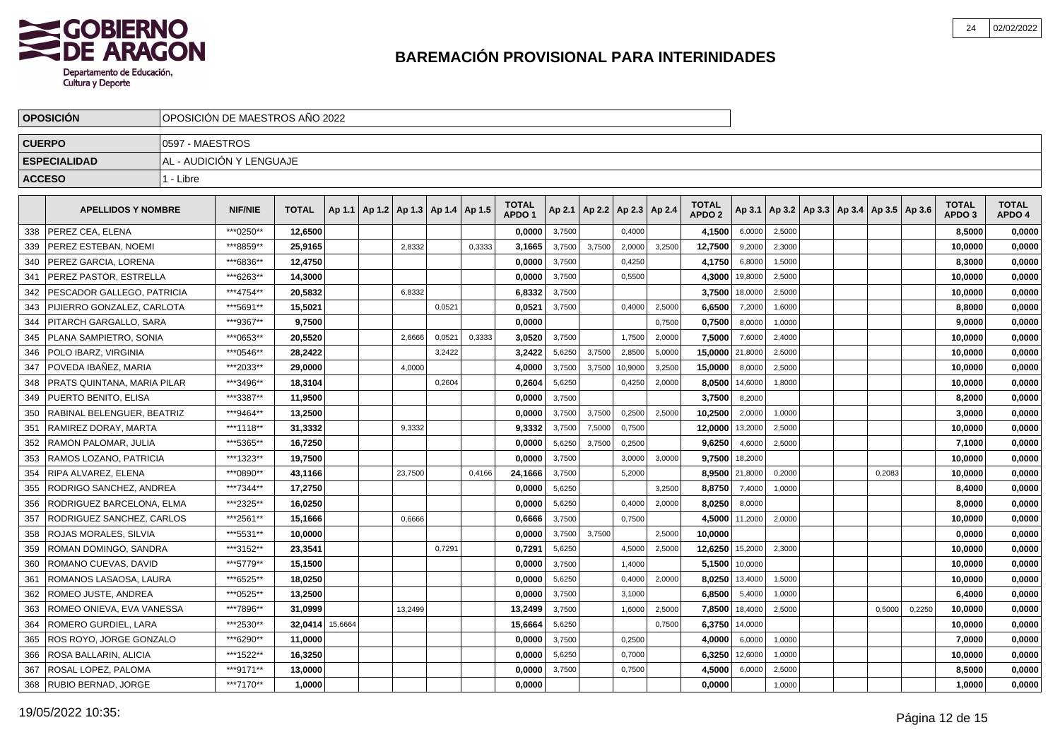# BAREMACIÓN PROVISIONAL PARA INTERINIDADES

| OPOSICIÓN | OPOSICIÓN DE MAESTROS AÑO 2022 |
|---|---|
| CUERPO | 0597 - MAESTROS |
| ESPECIALIDAD | AL - AUDICIÓN Y LENGUAJE |
| ACCESO | 1 - Libre |

| | APELLIDOS Y NOMBRE | NIF/NIE | TOTAL | Ap 1.1 | Ap 1.2 | Ap 1.3 | Ap 1.4 | Ap 1.5 | TOTAL APDO 1 | Ap 2.1 | Ap 2.2 | Ap 2.3 | Ap 2.4 | TOTAL APDO 2 | Ap 3.1 | Ap 3.2 | Ap 3.3 | Ap 3.4 | Ap 3.5 | Ap 3.6 | TOTAL APDO 3 | TOTAL APDO 4 |
|---|---|---|---|---|---|---|---|---|---|---|---|---|---|---|---|---|---|---|---|---|---|---|
| 338 | PEREZ CEA, ELENA | ***0250** | 12,6500 | | | | | | 0,0000 | 3,7500 | | 0,4000 | | 4,1500 | 6,0000 | 2,5000 | | | | | 8,5000 | 0,0000 |
| 339 | PEREZ ESTEBAN, NOEMI | ***8859** | 25,9165 | | | 2,8332 | | 0,3333 | 3,1665 | 3,7500 | 3,7500 | 2,0000 | 3,2500 | 12,7500 | 9,2000 | 2,3000 | | | | | 10,0000 | 0,0000 |
| 340 | PEREZ GARCIA, LORENA | ***6836** | 12,4750 | | | | | | 0,0000 | 3,7500 | | 0,4250 | | 4,1750 | 6,8000 | 1,5000 | | | | | 8,3000 | 0,0000 |
| 341 | PEREZ PASTOR, ESTRELLA | ***6263** | 14,3000 | | | | | | 0,0000 | 3,7500 | | 0,5500 | | 4,3000 | 19,8000 | 2,5000 | | | | | 10,0000 | 0,0000 |
| 342 | PESCADOR GALLEGO, PATRICIA | ***4754** | 20,5832 | | | 6,8332 | | | 6,8332 | 3,7500 | | | | 3,7500 | 18,0000 | 2,5000 | | | | | 10,0000 | 0,0000 |
| 343 | PIJIERRO GONZALEZ, CARLOTA | ***5691** | 15,5021 | | | | 0,0521 | | 0,0521 | 3,7500 | | 0,4000 | 2,5000 | 6,6500 | 7,2000 | 1,6000 | | | | | 8,8000 | 0,0000 |
| 344 | PITARCH GARGALLO, SARA | ***9367** | 9,7500 | | | | | | 0,0000 | | | | 0,7500 | 0,7500 | 8,0000 | 1,0000 | | | | | 9,0000 | 0,0000 |
| 345 | PLANA SAMPIETRO, SONIA | ***0653** | 20,5520 | | | 2,6666 | 0,0521 | 0,3333 | 3,0520 | 3,7500 | | 1,7500 | 2,0000 | 7,5000 | 7,6000 | 2,4000 | | | | | 10,0000 | 0,0000 |
| 346 | POLO IBARZ, VIRGINIA | ***0546** | 28,2422 | | | | 3,2422 | | 3,2422 | 5,6250 | 3,7500 | 2,8500 | 5,0000 | 15,0000 | 21,8000 | 2,5000 | | | | | 10,0000 | 0,0000 |
| 347 | POVEDA IBAÑEZ, MARIA | ***2033** | 29,0000 | | | 4,0000 | | | 4,0000 | 3,7500 | 3,7500 | 10,9000 | 3,2500 | 15,0000 | 8,0000 | 2,5000 | | | | | 10,0000 | 0,0000 |
| 348 | PRATS QUINTANA, MARIA PILAR | ***3496** | 18,3104 | | | | 0,2604 | | 0,2604 | 5,6250 | | 0,4250 | 2,0000 | 8,0500 | 14,6000 | 1,8000 | | | | | 10,0000 | 0,0000 |
| 349 | PUERTO BENITO, ELISA | ***3387** | 11,9500 | | | | | | 0,0000 | 3,7500 | | | | 3,7500 | 8,2000 | | | | | | 8,2000 | 0,0000 |
| 350 | RABINAL BELENGUER, BEATRIZ | ***9464** | 13,2500 | | | | | | 0,0000 | 3,7500 | 3,7500 | 0,2500 | 2,5000 | 10,2500 | 2,0000 | 1,0000 | | | | | 3,0000 | 0,0000 |
| 351 | RAMIREZ DORAY, MARTA | ***1118** | 31,3332 | | | 9,3332 | | | 9,3332 | 3,7500 | 7,5000 | 0,7500 | | 12,0000 | 13,2000 | 2,5000 | | | | | 10,0000 | 0,0000 |
| 352 | RAMON PALOMAR, JULIA | ***5365** | 16,7250 | | | | | | 0,0000 | 5,6250 | 3,7500 | 0,2500 | | 9,6250 | 4,6000 | 2,5000 | | | | | 7,1000 | 0,0000 |
| 353 | RAMOS LOZANO, PATRICIA | ***1323** | 19,7500 | | | | | | 0,0000 | 3,7500 | | 3,0000 | 3,0000 | 9,7500 | 18,2000 | | | | | | 10,0000 | 0,0000 |
| 354 | RIPA ALVAREZ, ELENA | ***0890** | 43,1166 | | | 23,7500 | | 0,4166 | 24,1666 | 3,7500 | | 5,2000 | | 8,9500 | 21,8000 | 0,2000 | | | 0,2083 | | 10,0000 | 0,0000 |
| 355 | RODRIGO SANCHEZ, ANDREA | ***7344** | 17,2750 | | | | | | 0,0000 | 5,6250 | | | 3,2500 | 8,8750 | 7,4000 | 1,0000 | | | | | 8,4000 | 0,0000 |
| 356 | RODRIGUEZ BARCELONA, ELMA | ***2325** | 16,0250 | | | | | | 0,0000 | 5,6250 | | 0,4000 | 2,0000 | 8,0250 | 8,0000 | | | | | | 8,0000 | 0,0000 |
| 357 | RODRIGUEZ SANCHEZ, CARLOS | ***2561** | 15,1666 | | | 0,6666 | | | 0,6666 | 3,7500 | | 0,7500 | | 4,5000 | 11,2000 | 2,0000 | | | | | 10,0000 | 0,0000 |
| 358 | ROJAS MORALES, SILVIA | ***5531** | 10,0000 | | | | | | 0,0000 | 3,7500 | 3,7500 | | 2,5000 | 10,0000 | | | | | | | 0,0000 | 0,0000 |
| 359 | ROMAN DOMINGO, SANDRA | ***3152** | 23,3541 | | | | 0,7291 | | 0,7291 | 5,6250 | | 4,5000 | 2,5000 | 12,6250 | 15,2000 | 2,3000 | | | | | 10,0000 | 0,0000 |
| 360 | ROMANO CUEVAS, DAVID | ***5779** | 15,1500 | | | | | | 0,0000 | 3,7500 | | 1,4000 | | 5,1500 | 10,0000 | | | | | | 10,0000 | 0,0000 |
| 361 | ROMANOS LASAOSA, LAURA | ***6525** | 18,0250 | | | | | | 0,0000 | 5,6250 | | 0,4000 | 2,0000 | 8,0250 | 13,4000 | 1,5000 | | | | | 10,0000 | 0,0000 |
| 362 | ROMEO JUSTE, ANDREA | ***0525** | 13,2500 | | | | | | 0,0000 | 3,7500 | | 3,1000 | | 6,8500 | 5,4000 | 1,0000 | | | | | 6,4000 | 0,0000 |
| 363 | ROMEO ONIEVA, EVA VANESSA | ***7896** | 31,0999 | | | 13,2499 | | | 13,2499 | 3,7500 | | 1,6000 | 2,5000 | 7,8500 | 18,4000 | 2,5000 | | | 0,5000 | 0,2250 | 10,0000 | 0,0000 |
| 364 | ROMERO GURDIEL, LARA | ***2530** | 32,0414 | 15,6664 | | | | | 15,6664 | 5,6250 | | | 0,7500 | 6,3750 | 14,0000 | | | | | | 10,0000 | 0,0000 |
| 365 | ROS ROYO, JORGE GONZALO | ***6290** | 11,0000 | | | | | | 0,0000 | 3,7500 | | 0,2500 | | 4,0000 | 6,0000 | 1,0000 | | | | | 7,0000 | 0,0000 |
| 366 | ROSA BALLARIN, ALICIA | ***1522** | 16,3250 | | | | | | 0,0000 | 5,6250 | | 0,7000 | | 6,3250 | 12,6000 | 1,0000 | | | | | 10,0000 | 0,0000 |
| 367 | ROSAL LOPEZ, PALOMA | ***9171** | 13,0000 | | | | | | 0,0000 | 3,7500 | | 0,7500 | | 4,5000 | 6,0000 | 2,5000 | | | | | 8,5000 | 0,0000 |
| 368 | RUBIO BERNAD, JORGE | ***7170** | 1,0000 | | | | | | 0,0000 | | | | | 0,0000 | | 1,0000 | | | | | 1,0000 | 0,0000 |

19/05/2022 10:35: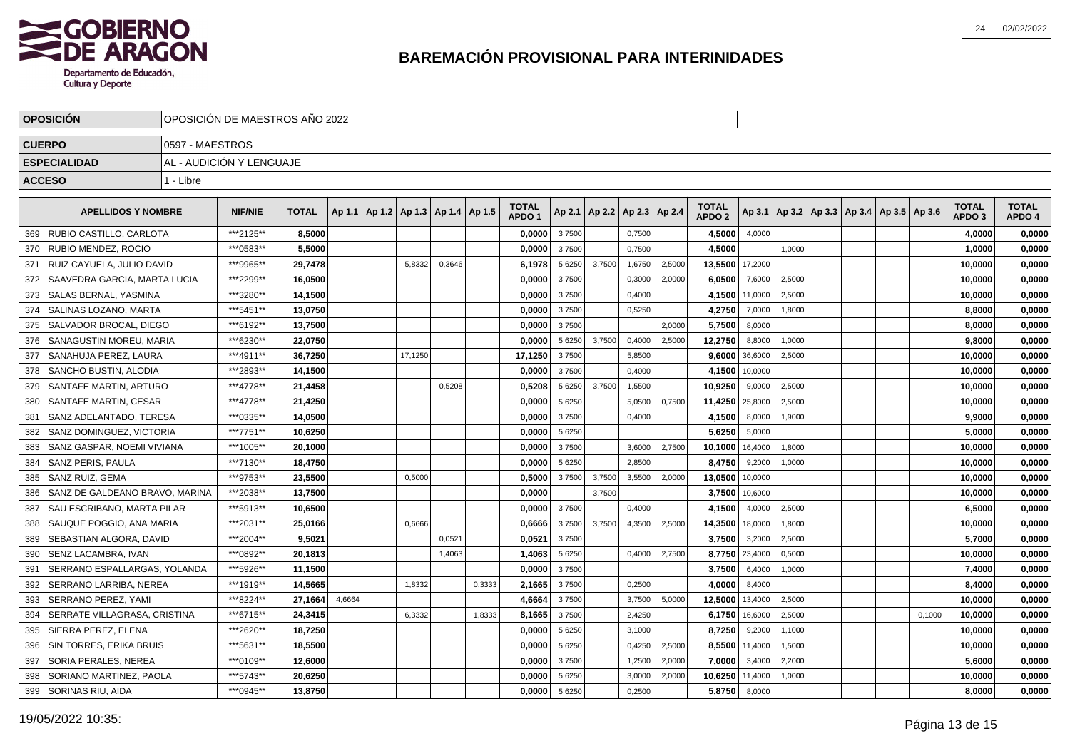# BAREMACIÓN PROVISIONAL PARA INTERINIDADES

| OPOSICIÓN | OPOSICIÓN DE MAESTROS AÑO 2022 |
|---|---|
| CUERPO | 0597 - MAESTROS |
| ESPECIALIDAD | AL - AUDICIÓN Y LENGUAJE |
| ACCESO | 1 - Libre |

| | APELLIDOS Y NOMBRE | NIF/NIE | TOTAL | Ap 1.1 | Ap 1.2 | Ap 1.3 | Ap 1.4 | Ap 1.5 | TOTAL APDO 1 | Ap 2.1 | Ap 2.2 | Ap 2.3 | Ap 2.4 | TOTAL APDO 2 | Ap 3.1 | Ap 3.2 | Ap 3.3 | Ap 3.4 | Ap 3.5 | Ap 3.6 | TOTAL APDO 3 | TOTAL APDO 4 |
|---|---|---|---|---|---|---|---|---|---|---|---|---|---|---|---|---|---|---|---|---|---|---|
| 369 | RUBIO CASTILLO, CARLOTA | ***2125** | 8,5000 | | | | | | 0,0000 | 3,7500 | | 0,7500 | | 4,5000 | 4,0000 | | | | | | 4,0000 | 0,0000 |
| 370 | RUBIO MENDEZ, ROCIO | ***0583** | 5,5000 | | | | | | 0,0000 | 3,7500 | | 0,7500 | | 4,5000 | | 1,0000 | | | | | 1,0000 | 0,0000 |
| 371 | RUIZ CAYUELA, JULIO DAVID | ***9965** | 29,7478 | | | 5,8332 | 0,3646 | | 6,1978 | 5,6250 | 3,7500 | 1,6750 | 2,5000 | 13,5500 | 17,2000 | | | | | | 10,0000 | 0,0000 |
| 372 | SAAVEDRA GARCIA, MARTA LUCIA | ***2299** | 16,0500 | | | | | | 0,0000 | 3,7500 | | 0,3000 | 2,0000 | 6,0500 | 7,6000 | 2,5000 | | | | | 10,0000 | 0,0000 |
| 373 | SALAS BERNAL, YASMINA | ***3280** | 14,1500 | | | | | | 0,0000 | 3,7500 | | 0,4000 | | 4,1500 | 11,0000 | 2,5000 | | | | | 10,0000 | 0,0000 |
| 374 | SALINAS LOZANO, MARTA | ***5451** | 13,0750 | | | | | | 0,0000 | 3,7500 | | 0,5250 | | 4,2750 | 7,0000 | 1,8000 | | | | | 8,8000 | 0,0000 |
| 375 | SALVADOR BROCAL, DIEGO | ***6192** | 13,7500 | | | | | | 0,0000 | 3,7500 | | | 2,0000 | 5,7500 | 8,0000 | | | | | | 8,0000 | 0,0000 |
| 376 | SANAGUSTIN MOREU, MARIA | ***6230** | 22,0750 | | | | | | 0,0000 | 5,6250 | 3,7500 | 0,4000 | 2,5000 | 12,2750 | 8,8000 | 1,0000 | | | | | 9,8000 | 0,0000 |
| 377 | SANAHUJA PEREZ, LAURA | ***4911** | 36,7250 | | | 17,1250 | | | 17,1250 | 3,7500 | | 5,8500 | | 9,6000 | 36,6000 | 2,5000 | | | | | 10,0000 | 0,0000 |
| 378 | SANCHO BUSTIN, ALODIA | ***2893** | 14,1500 | | | | | | 0,0000 | 3,7500 | | 0,4000 | | 4,1500 | 10,0000 | | | | | | 10,0000 | 0,0000 |
| 379 | SANTAFE MARTIN, ARTURO | ***4778** | 21,4458 | | | | 0,5208 | | 0,5208 | 5,6250 | 3,7500 | 1,5500 | | 10,9250 | 9,0000 | 2,5000 | | | | | 10,0000 | 0,0000 |
| 380 | SANTAFE MARTIN, CESAR | ***4778** | 21,4250 | | | | | | 0,0000 | 5,6250 | | 5,0500 | 0,7500 | 11,4250 | 25,8000 | 2,5000 | | | | | 10,0000 | 0,0000 |
| 381 | SANZ ADELANTADO, TERESA | ***0335** | 14,0500 | | | | | | 0,0000 | 3,7500 | | 0,4000 | | 4,1500 | 8,0000 | 1,9000 | | | | | 9,9000 | 0,0000 |
| 382 | SANZ DOMINGUEZ, VICTORIA | ***7751** | 10,6250 | | | | | | 0,0000 | 5,6250 | | | | 5,6250 | 5,0000 | | | | | | 5,0000 | 0,0000 |
| 383 | SANZ GASPAR, NOEMI VIVIANA | ***1005** | 20,1000 | | | | | | 0,0000 | 3,7500 | | 3,6000 | 2,7500 | 10,1000 | 16,4000 | 1,8000 | | | | | 10,0000 | 0,0000 |
| 384 | SANZ PERIS, PAULA | ***7130** | 18,4750 | | | | | | 0,0000 | 5,6250 | | 2,8500 | | 8,4750 | 9,2000 | 1,0000 | | | | | 10,0000 | 0,0000 |
| 385 | SANZ RUIZ, GEMA | ***9753** | 23,5500 | | | 0,5000 | | | 0,5000 | 3,7500 | 3,7500 | 3,5500 | 2,0000 | 13,0500 | 10,0000 | | | | | | 10,0000 | 0,0000 |
| 386 | SANZ DE GALDEANO BRAVO, MARINA | ***2038** | 13,7500 | | | | | | 0,0000 | | 3,7500 | | | 3,7500 | 10,6000 | | | | | | 10,0000 | 0,0000 |
| 387 | SAU ESCRIBANO, MARTA PILAR | ***5913** | 10,6500 | | | | | | 0,0000 | 3,7500 | | 0,4000 | | 4,1500 | 4,0000 | 2,5000 | | | | | 6,5000 | 0,0000 |
| 388 | SAUQUE POGGIO, ANA MARIA | ***2031** | 25,0166 | | | 0,6666 | | | 0,6666 | 3,7500 | 3,7500 | 4,3500 | 2,5000 | 14,3500 | 18,0000 | 1,8000 | | | | | 10,0000 | 0,0000 |
| 389 | SEBASTIAN ALGORA, DAVID | ***2004** | 9,5021 | | | | 0,0521 | | 0,0521 | 3,7500 | | | | 3,7500 | 3,2000 | 2,5000 | | | | | 5,7000 | 0,0000 |
| 390 | SENZ LACAMBRA, IVAN | ***0892** | 20,1813 | | | | 1,4063 | | 1,4063 | 5,6250 | | 0,4000 | 2,7500 | 8,7750 | 23,4000 | 0,5000 | | | | | 10,0000 | 0,0000 |
| 391 | SERRANO ESPALLARGAS, YOLANDA | ***5926** | 11,1500 | | | | | | 0,0000 | 3,7500 | | | | 3,7500 | 6,4000 | 1,0000 | | | | | 7,4000 | 0,0000 |
| 392 | SERRANO LARRIBA, NEREA | ***1919** | 14,5665 | | | 1,8332 | | 0,3333 | 2,1665 | 3,7500 | | 0,2500 | | 4,0000 | 8,4000 | | | | | | 8,4000 | 0,0000 |
| 393 | SERRANO PEREZ, YAMI | ***8224** | 27,1664 | 4,6664 | | | | | 4,6664 | 3,7500 | | 3,7500 | 5,0000 | 12,5000 | 13,4000 | 2,5000 | | | | | 10,0000 | 0,0000 |
| 394 | SERRATE VILLAGRASA, CRISTINA | ***6715** | 24,3415 | | | 6,3332 | | 1,8333 | 8,1665 | 3,7500 | | 2,4250 | | 6,1750 | 16,6000 | 2,5000 | | | | 0,1000 | 10,0000 | 0,0000 |
| 395 | SIERRA PEREZ, ELENA | ***2620** | 18,7250 | | | | | | 0,0000 | 5,6250 | | 3,1000 | | 8,7250 | 9,2000 | 1,1000 | | | | | 10,0000 | 0,0000 |
| 396 | SIN TORRES, ERIKA BRUIS | ***5631** | 18,5500 | | | | | | 0,0000 | 5,6250 | | 0,4250 | 2,5000 | 8,5500 | 11,4000 | 1,5000 | | | | | 10,0000 | 0,0000 |
| 397 | SORIA PERALES, NEREA | ***0109** | 12,6000 | | | | | | 0,0000 | 3,7500 | | 1,2500 | 2,0000 | 7,0000 | 3,4000 | 2,2000 | | | | | 5,6000 | 0,0000 |
| 398 | SORIANO MARTINEZ, PAOLA | ***5743** | 20,6250 | | | | | | 0,0000 | 5,6250 | | 3,0000 | 2,0000 | 10,6250 | 11,4000 | 1,0000 | | | | | 10,0000 | 0,0000 |
| 399 | SORINAS RIU, AIDA | ***0945** | 13,8750 | | | | | | 0,0000 | 5,6250 | | 0,2500 | | 5,8750 | 8,0000 | | | | | | 8,0000 | 0,0000 |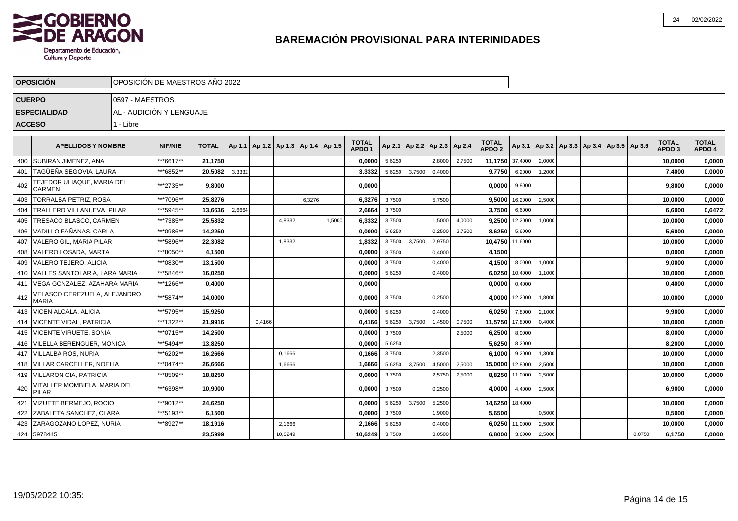# BAREMACIÓN PROVISIONAL PARA INTERINIDADES

| OPOSICIÓN | OPOSICIÓN DE MAESTROS AÑO 2022 |
|---|---|
| CUERPO | 0597 - MAESTROS |
| ESPECIALIDAD | AL - AUDICIÓN Y LENGUAJE |
| ACCESO | 1 - Libre |

| | APELLIDOS Y NOMBRE | NIF/NIE | TOTAL | Ap 1.1 | Ap 1.2 | Ap 1.3 | Ap 1.4 | Ap 1.5 | TOTAL APDO 1 | Ap 2.1 | Ap 2.2 | Ap 2.3 | Ap 2.4 | TOTAL APDO 2 | Ap 3.1 | Ap 3.2 | Ap 3.3 | Ap 3.4 | Ap 3.5 | Ap 3.6 | TOTAL APDO 3 | TOTAL APDO 4 |
|---|---|---|---|---|---|---|---|---|---|---|---|---|---|---|---|---|---|---|---|---|---|---|
| 400 | SUBIRAN JIMENEZ, ANA | ***6617** | 21,1750 | | | | | | 0,0000 | 5,6250 | | 2,8000 | 2,7500 | 11,1750 | 37,4000 | 2,0000 | | | | | 10,0000 | 0,0000 |
| 401 | TAGÜEÑA SEGOVIA, LAURA | ***6852** | 20,5082 | 3,3332 | | | | | 3,3332 | 5,6250 | 3,7500 | 0,4000 | | 9,7750 | 6,2000 | 1,2000 | | | | | 7,4000 | 0,0000 |
| 402 | TEJEDOR ULIAQUE, MARIA DEL CARMEN | ***2735** | 9,8000 | | | | | | 0,0000 | | | | | 0,0000 | 9,8000 | | | | | | 9,8000 | 0,0000 |
| 403 | TORRALBA PETRIZ, ROSA | ***7096** | 25,8276 | | | | 6,3276 | | 6,3276 | 3,7500 | | 5,7500 | | 9,5000 | 16,2000 | 2,5000 | | | | | 10,0000 | 0,0000 |
| 404 | TRALLERO VILLANUEVA, PILAR | ***5945** | 13,6636 | 2,6664 | | | | | 2,6664 | 3,7500 | | | | 3,7500 | 6,6000 | | | | | | 6,6000 | 0,6472 |
| 405 | TRESACO BLASCO, CARMEN | ***7385** | 25,5832 | | | 4,8332 | | 1,5000 | 6,3332 | 3,7500 | | 1,5000 | 4,0000 | 9,2500 | 12,2000 | 1,0000 | | | | | 10,0000 | 0,0000 |
| 406 | VADILLO FAÑANAS, CARLA | ***0986** | 14,2250 | | | | | | 0,0000 | 5,6250 | | 0,2500 | 2,7500 | 8,6250 | 5,6000 | | | | | | 5,6000 | 0,0000 |
| 407 | VALERO GIL, MARIA PILAR | ***5896** | 22,3082 | | | 1,8332 | | | 1,8332 | 3,7500 | 3,7500 | 2,9750 | | 10,4750 | 11,6000 | | | | | | 10,0000 | 0,0000 |
| 408 | VALERO LOSADA, MARTA | ***8050** | 4,1500 | | | | | | 0,0000 | 3,7500 | | 0,4000 | | 4,1500 | | | | | | | 0,0000 | 0,0000 |
| 409 | VALERO TEJERO, ALICIA | ***0830** | 13,1500 | | | | | | 0,0000 | 3,7500 | | 0,4000 | | 4,1500 | 8,0000 | 1,0000 | | | | | 9,0000 | 0,0000 |
| 410 | VALLES SANTOLARIA, LARA MARIA | ***5846** | 16,0250 | | | | | | 0,0000 | 5,6250 | | 0,4000 | | 6,0250 | 10,4000 | 1,1000 | | | | | 10,0000 | 0,0000 |
| 411 | VEGA GONZALEZ, AZAHARA MARIA | ***1266** | 0,4000 | | | | | | 0,0000 | | | | | 0,0000 | 0,4000 | | | | | | 0,4000 | 0,0000 |
| 412 | VELASCO CEREZUELA, ALEJANDRO MARIA | ***5874** | 14,0000 | | | | | | 0,0000 | 3,7500 | | 0,2500 | | 4,0000 | 12,2000 | 1,8000 | | | | | 10,0000 | 0,0000 |
| 413 | VICEN ALCALA, ALICIA | ***5795** | 15,9250 | | | | | | 0,0000 | 5,6250 | | 0,4000 | | 6,0250 | 7,8000 | 2,1000 | | | | | 9,9000 | 0,0000 |
| 414 | VICENTE VIDAL, PATRICIA | ***1322** | 21,9916 | | 0,4166 | | | | 0,4166 | 5,6250 | 3,7500 | 1,4500 | 0,7500 | 11,5750 | 17,8000 | 0,4000 | | | | | 10,0000 | 0,0000 |
| 415 | VICENTE VIRUETE, SONIA | ***0715** | 14,2500 | | | | | | 0,0000 | 3,7500 | | | 2,5000 | 6,2500 | 8,0000 | | | | | | 8,0000 | 0,0000 |
| 416 | VILELLA BERENGUER, MONICA | ***5494** | 13,8250 | | | | | | 0,0000 | 5,6250 | | | | 5,6250 | 8,2000 | | | | | | 8,2000 | 0,0000 |
| 417 | VILLALBA ROS, NURIA | ***6202** | 16,2666 | | | 0,1666 | | | 0,1666 | 3,7500 | | 2,3500 | | 6,1000 | 9,2000 | 1,3000 | | | | | 10,0000 | 0,0000 |
| 418 | VILLAR CARCELLER, NOELIA | ***0474** | 26,6666 | | | 1,6666 | | | 1,6666 | 5,6250 | 3,7500 | 4,5000 | 2,5000 | 15,0000 | 12,8000 | 2,5000 | | | | | 10,0000 | 0,0000 |
| 419 | VILLARON CIA, PATRICIA | ***8509** | 18,8250 | | | | | | 0,0000 | 3,7500 | | 2,5750 | 2,5000 | 8,8250 | 11,0000 | 2,5000 | | | | | 10,0000 | 0,0000 |
| 420 | VITALLER MOMBIELA, MARIA DEL PILAR | ***6398** | 10,9000 | | | | | | 0,0000 | 3,7500 | | 0,2500 | | 4,0000 | 4,4000 | 2,5000 | | | | | 6,9000 | 0,0000 |
| 421 | VIZUETE BERMEJO, ROCIO | ***9012** | 24,6250 | | | | | | 0,0000 | 5,6250 | 3,7500 | 5,2500 | | 14,6250 | 18,4000 | | | | | | 10,0000 | 0,0000 |
| 422 | ZABALETA SANCHEZ, CLARA | ***5193** | 6,1500 | | | | | | 0,0000 | 3,7500 | | 1,9000 | | 5,6500 | | 0,5000 | | | | | 0,5000 | 0,0000 |
| 423 | ZARAGOZANO LOPEZ, NURIA | ***8927** | 18,1916 | | | 2,1666 | | | 2,1666 | 5,6250 | | 0,4000 | | 6,0250 | 11,0000 | 2,5000 | | | | | 10,0000 | 0,0000 |
| 424 | 5978445 | | 23,5999 | | | 10,6249 | | | 10,6249 | 3,7500 | | 3,0500 | | 6,8000 | 3,6000 | 2,5000 | | | | 0,0750 | 6,1750 | 0,0000 |

19/05/2022 10:35: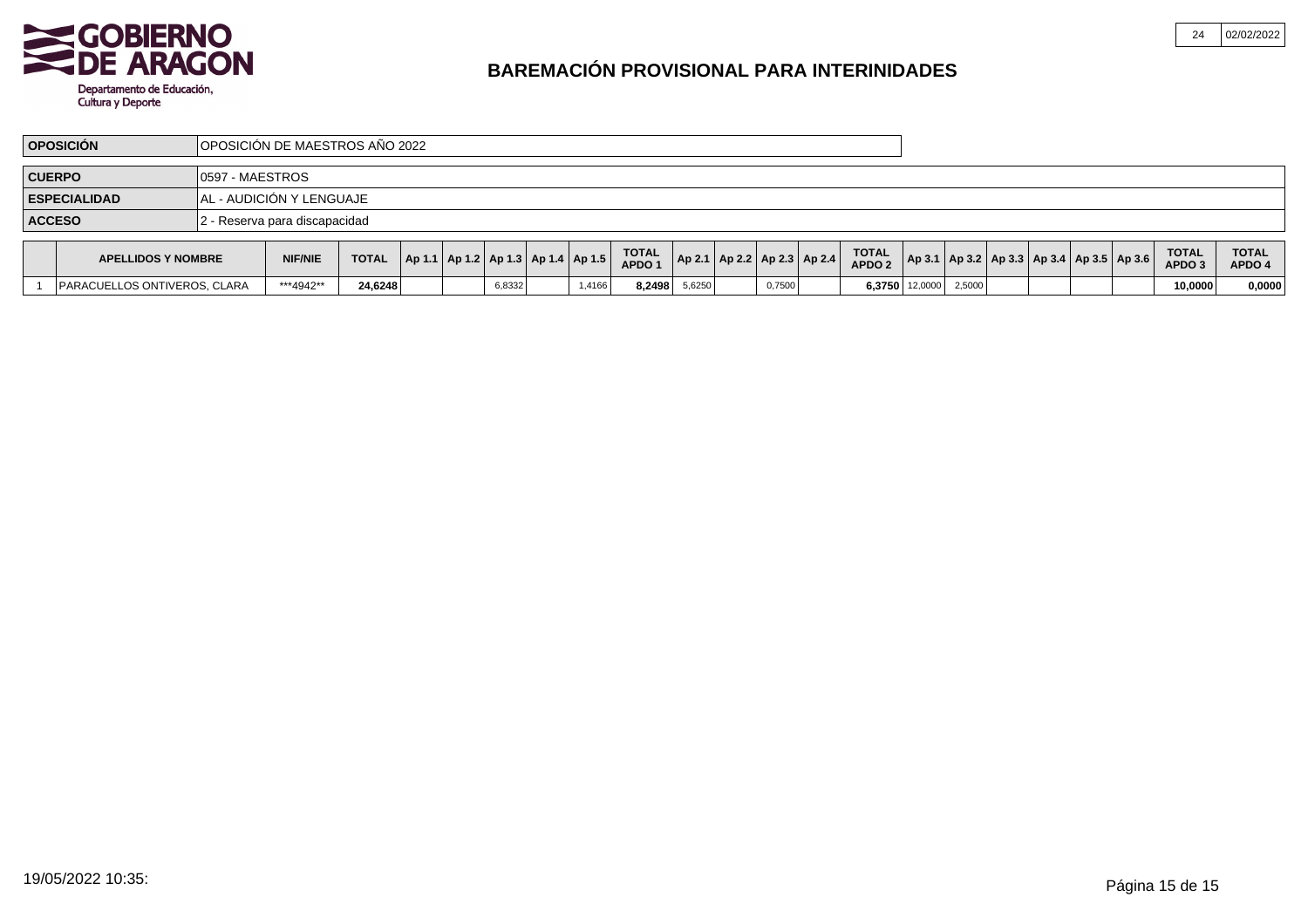**GOBIERNO DE ARAGON**
Departamento de Educación, Cultura y Deporte

# BAREMACIÓN PROVISIONAL PARA INTERINIDADES

| | |
|---|---|
| **OPOSICIÓN** | OPOSICIÓN DE MAESTROS AÑO 2022 |
| **CUERPO** | 0597 - MAESTROS |
| **ESPECIALIDAD** | AL - AUDICIÓN Y LENGUAJE |
| **ACCESO** | 2 - Reserva para discapacidad |

| | APELLIDOS Y NOMBRE | NIF/NIE | TOTAL | Ap 1.1 | Ap 1.2 | Ap 1.3 | Ap 1.4 | Ap 1.5 | TOTAL APDO 1 | Ap 2.1 | Ap 2.2 | Ap 2.3 | Ap 2.4 | TOTAL APDO 2 | Ap 3.1 | Ap 3.2 | Ap 3.3 | Ap 3.4 | Ap 3.5 | Ap 3.6 | TOTAL APDO 3 | TOTAL APDO 4 |
|---|---|---|---|---|---|---|---|---|---|---|---|---|---|---|---|---|---|---|---|---|---|---|
| 1 | PARACUELLOS ONTIVEROS, CLARA | ***4942** | **24,6248** | | | 6,8332 | | 1,4166 | **8,2498** | 5,6250 | | 0,7500 | | **6,3750** | 12,0000 | 2,5000 | | | | | **10,0000** | **0,0000** |